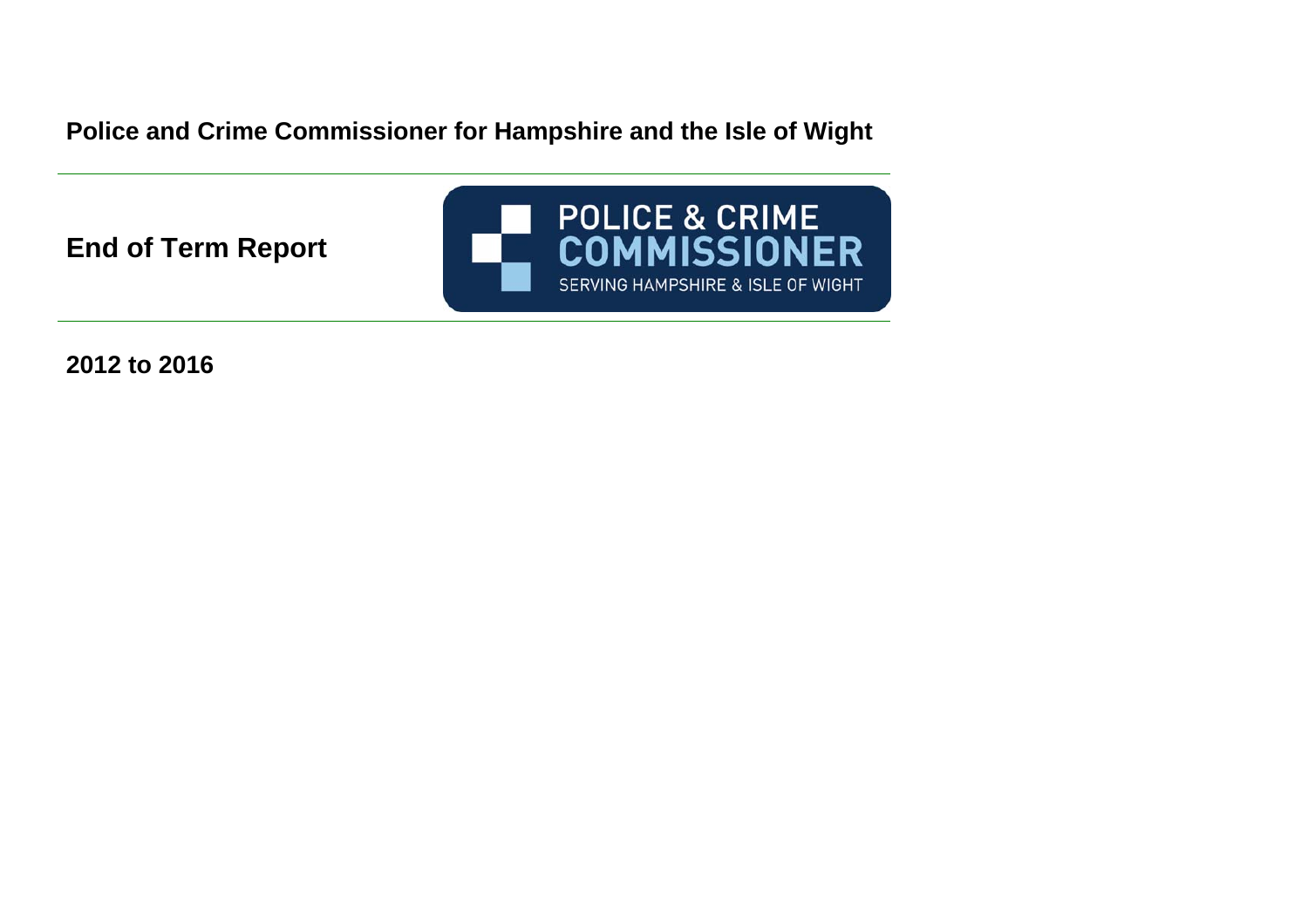**Police and Crime Commissioner for Hampshire and the Isle of Wight**

# End of Term Report

POLICE & CRIME COMMISSIONER

SERVING HAMPSHIRE & ISLE OF WIGHT

**2012 to 2016**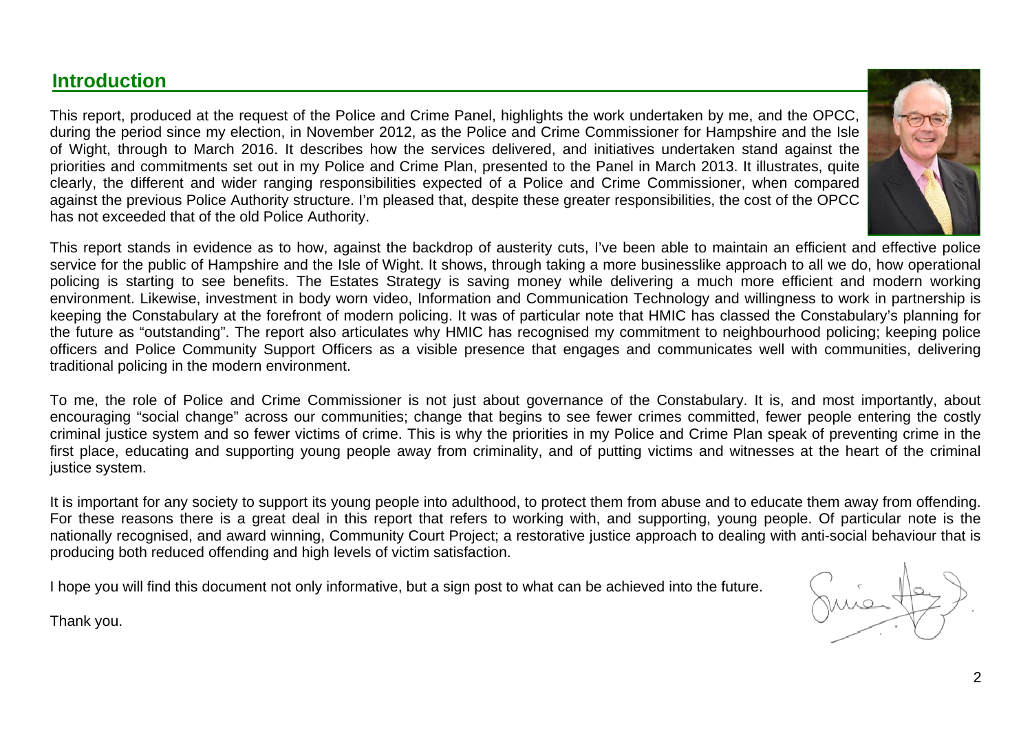## Introduction

This report, produced at the request of the Police and Crime Panel, highlights the work undertaken by me, and the OPCC, during the period since my election, in November 2012, as the Police and Crime Commissioner for Hampshire and the Isle of Wight, through to March 2016. It describes how the services delivered, and initiatives undertaken stand against the priorities and commitments set out in my Police and Crime Plan, presented to the Panel in March 2013. It illustrates, quite clearly, the different and wider ranging responsibilities expected of a Police and Crime Commissioner, when compared against the previous Police Authority structure. I'm pleased that, despite these greater responsibilities, the cost of the OPCC has not exceeded that of the old Police Authority.

This report stands in evidence as to how, against the backdrop of austerity cuts, I've been able to maintain an efficient and effective police service for the public of Hampshire and the Isle of Wight. It shows, through taking a more businesslike approach to all we do, how operational policing is starting to see benefits. The Estates Strategy is saving money while delivering a much more efficient and modern working environment. Likewise, investment in body worn video, Information and Communication Technology and willingness to work in partnership is keeping the Constabulary at the forefront of modern policing. It was of particular note that HMIC has classed the Constabulary's planning for the future as "outstanding". The report also articulates why HMIC has recognised my commitment to neighbourhood policing; keeping police officers and Police Community Support Officers as a visible presence that engages and communicates well with communities, delivering traditional policing in the modern environment.

To me, the role of Police and Crime Commissioner is not just about governance of the Constabulary. It is, and most importantly, about encouraging "social change" across our communities; change that begins to see fewer crimes committed, fewer people entering the costly criminal justice system and so fewer victims of crime. This is why the priorities in my Police and Crime Plan speak of preventing crime in the first place, educating and supporting young people away from criminality, and of putting victims and witnesses at the heart of the criminal justice system.

It is important for any society to support its young people into adulthood, to protect them from abuse and to educate them away from offending. For these reasons there is a great deal in this report that refers to working with, and supporting, young people. Of particular note is the nationally recognised, and award winning, Community Court Project; a restorative justice approach to dealing with anti-social behaviour that is producing both reduced offending and high levels of victim satisfaction.

I hope you will find this document not only informative, but a sign post to what can be achieved into the future.

Thank you.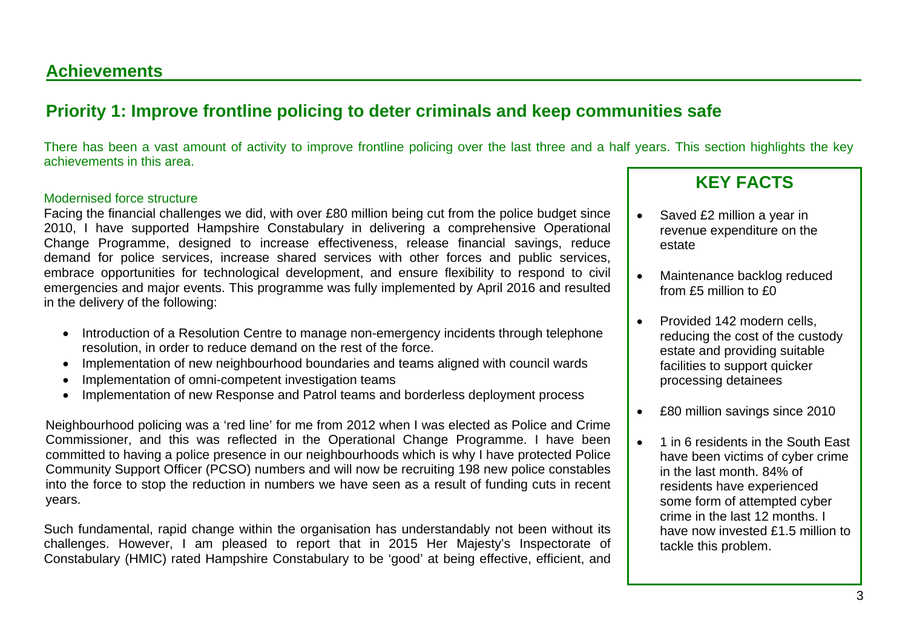## Achievements

### Priority 1: Improve frontline policing to deter criminals and keep communities safe

There has been a vast amount of activity to improve frontline policing over the last three and a half years. This section highlights the key achievements in this area.

Modernised force structure

Facing the financial challenges we did, with over £80 million being cut from the police budget since 2010, I have supported Hampshire Constabulary in delivering a comprehensive Operational Change Programme, designed to increase effectiveness, release financial savings, reduce demand for police services, increase shared services with other forces and public services, embrace opportunities for technological development, and ensure flexibility to respond to civil emergencies and major events. This programme was fully implemented by April 2016 and resulted in the delivery of the following:

- Introduction of a Resolution Centre to manage non-emergency incidents through telephone resolution, in order to reduce demand on the rest of the force.
- Implementation of new neighbourhood boundaries and teams aligned with council wards
- Implementation of omni-competent investigation teams
- Implementation of new Response and Patrol teams and borderless deployment process

Neighbourhood policing was a 'red line' for me from 2012 when I was elected as Police and Crime Commissioner, and this was reflected in the Operational Change Programme. I have been committed to having a police presence in our neighbourhoods which is why I have protected Police Community Support Officer (PCSO) numbers and will now be recruiting 198 new police constables into the force to stop the reduction in numbers we have seen as a result of funding cuts in recent years.

Such fundamental, rapid change within the organisation has understandably not been without its challenges. However, I am pleased to report that in 2015 Her Majesty's Inspectorate of Constabulary (HMIC) rated Hampshire Constabulary to be 'good' at being effective, efficient, and

**KEY FACTS**

- Saved £2 million a year in revenue expenditure on the estate
- Maintenance backlog reduced from £5 million to £0
- Provided 142 modern cells, reducing the cost of the custody estate and providing suitable facilities to support quicker processing detainees
- £80 million savings since 2010
- 1 in 6 residents in the South East have been victims of cyber crime in the last month. 84% of residents have experienced some form of attempted cyber crime in the last 12 months. I have now invested £1.5 million to tackle this problem.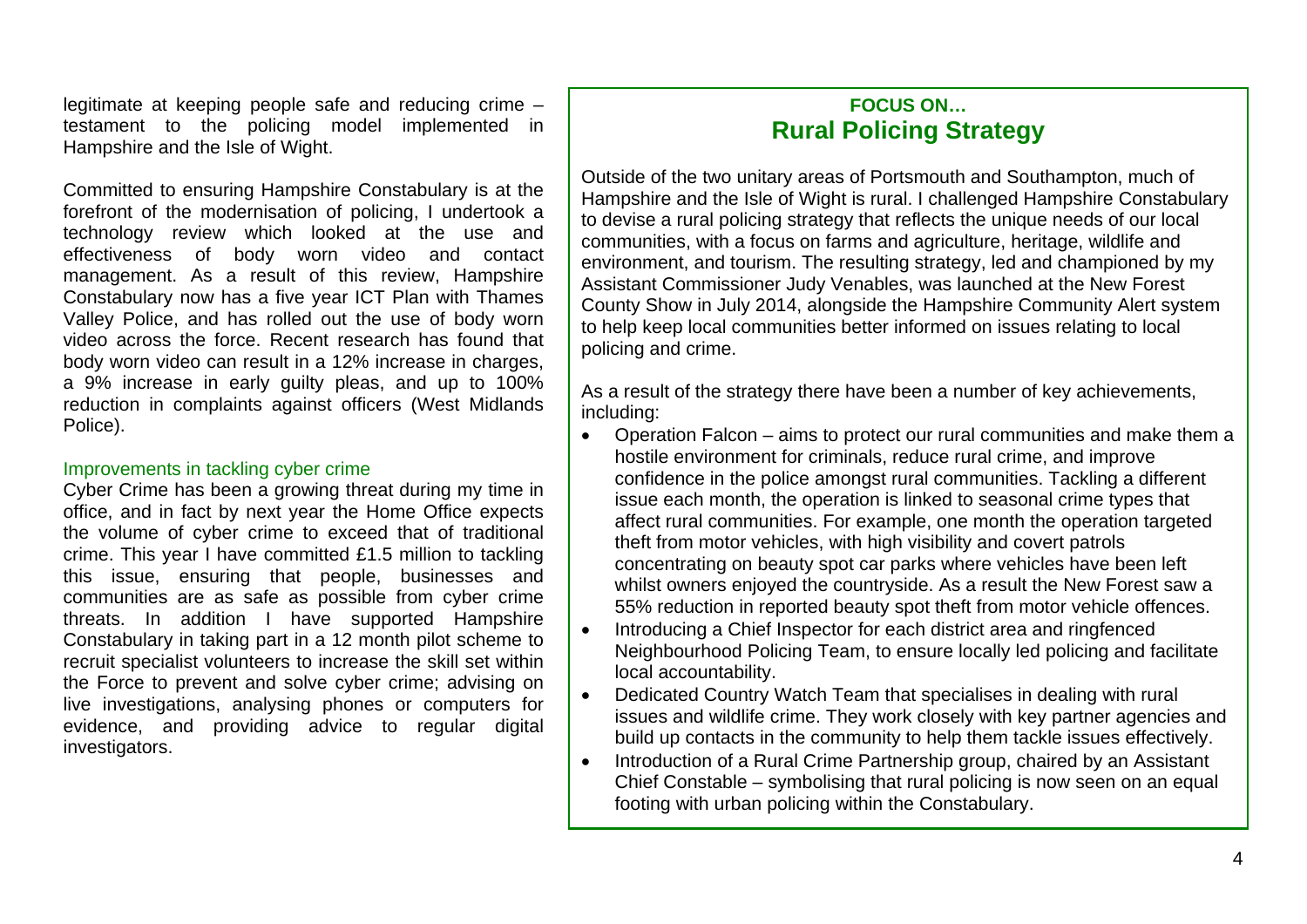legitimate at keeping people safe and reducing crime – testament to the policing model implemented in Hampshire and the Isle of Wight.

Committed to ensuring Hampshire Constabulary is at the forefront of the modernisation of policing, I undertook a technology review which looked at the use and effectiveness of body worn video and contact management. As a result of this review, Hampshire Constabulary now has a five year ICT Plan with Thames Valley Police, and has rolled out the use of body worn video across the force. Recent research has found that body worn video can result in a 12% increase in charges, a 9% increase in early guilty pleas, and up to 100% reduction in complaints against officers (West Midlands Police).

### Improvements in tackling cyber crime

Cyber Crime has been a growing threat during my time in office, and in fact by next year the Home Office expects the volume of cyber crime to exceed that of traditional crime. This year I have committed £1.5 million to tackling this issue, ensuring that people, businesses and communities are as safe as possible from cyber crime threats. In addition I have supported Hampshire Constabulary in taking part in a 12 month pilot scheme to recruit specialist volunteers to increase the skill set within the Force to prevent and solve cyber crime; advising on live investigations, analysing phones or computers for evidence, and providing advice to regular digital investigators.

## FOCUS ON… Rural Policing Strategy

Outside of the two unitary areas of Portsmouth and Southampton, much of Hampshire and the Isle of Wight is rural. I challenged Hampshire Constabulary to devise a rural policing strategy that reflects the unique needs of our local communities, with a focus on farms and agriculture, heritage, wildlife and environment, and tourism. The resulting strategy, led and championed by my Assistant Commissioner Judy Venables, was launched at the New Forest County Show in July 2014, alongside the Hampshire Community Alert system to help keep local communities better informed on issues relating to local policing and crime.

As a result of the strategy there have been a number of key achievements, including:

- Operation Falcon – aims to protect our rural communities and make them a hostile environment for criminals, reduce rural crime, and improve confidence in the police amongst rural communities. Tackling a different issue each month, the operation is linked to seasonal crime types that affect rural communities. For example, one month the operation targeted theft from motor vehicles, with high visibility and covert patrols concentrating on beauty spot car parks where vehicles have been left whilst owners enjoyed the countryside. As a result the New Forest saw a 55% reduction in reported beauty spot theft from motor vehicle offences.
- Introducing a Chief Inspector for each district area and ringfenced Neighbourhood Policing Team, to ensure locally led policing and facilitate local accountability.
- Dedicated Country Watch Team that specialises in dealing with rural issues and wildlife crime. They work closely with key partner agencies and build up contacts in the community to help them tackle issues effectively.
- Introduction of a Rural Crime Partnership group, chaired by an Assistant Chief Constable – symbolising that rural policing is now seen on an equal footing with urban policing within the Constabulary.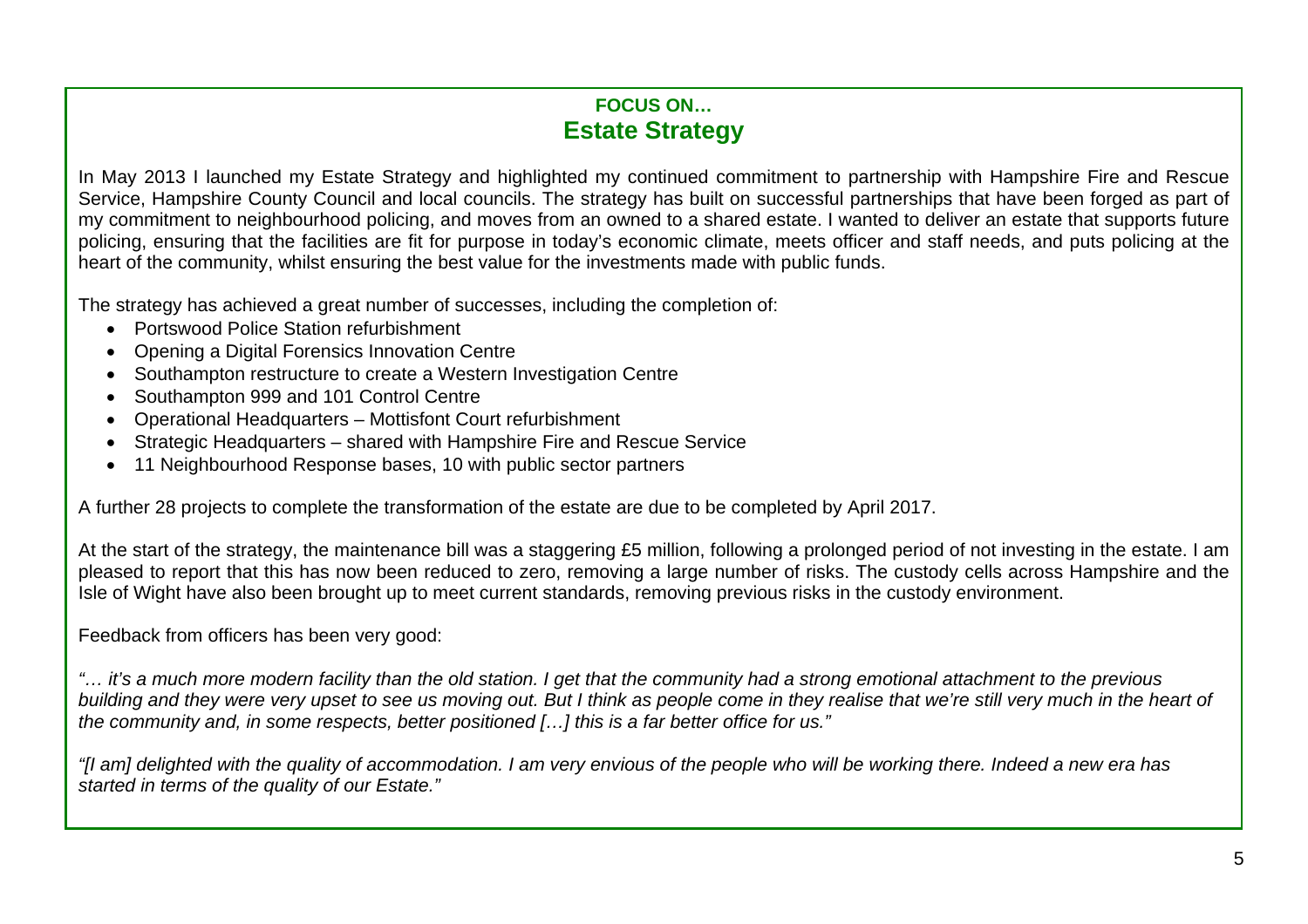**FOCUS ON…**

## Estate Strategy

In May 2013 I launched my Estate Strategy and highlighted my continued commitment to partnership with Hampshire Fire and Rescue Service, Hampshire County Council and local councils. The strategy has built on successful partnerships that have been forged as part of my commitment to neighbourhood policing, and moves from an owned to a shared estate. I wanted to deliver an estate that supports future policing, ensuring that the facilities are fit for purpose in today's economic climate, meets officer and staff needs, and puts policing at the heart of the community, whilst ensuring the best value for the investments made with public funds.

The strategy has achieved a great number of successes, including the completion of:

- Portswood Police Station refurbishment
- Opening a Digital Forensics Innovation Centre
- Southampton restructure to create a Western Investigation Centre
- Southampton 999 and 101 Control Centre
- Operational Headquarters – Mottisfont Court refurbishment
- Strategic Headquarters – shared with Hampshire Fire and Rescue Service
- 11 Neighbourhood Response bases, 10 with public sector partners

A further 28 projects to complete the transformation of the estate are due to be completed by April 2017.

At the start of the strategy, the maintenance bill was a staggering £5 million, following a prolonged period of not investing in the estate. I am pleased to report that this has now been reduced to zero, removing a large number of risks. The custody cells across Hampshire and the Isle of Wight have also been brought up to meet current standards, removing previous risks in the custody environment.

Feedback from officers has been very good:

*"… it's a much more modern facility than the old station. I get that the community had a strong emotional attachment to the previous building and they were very upset to see us moving out. But I think as people come in they realise that we're still very much in the heart of the community and, in some respects, better positioned […] this is a far better office for us."*

*"[I am] delighted with the quality of accommodation. I am very envious of the people who will be working there. Indeed a new era has started in terms of the quality of our Estate."*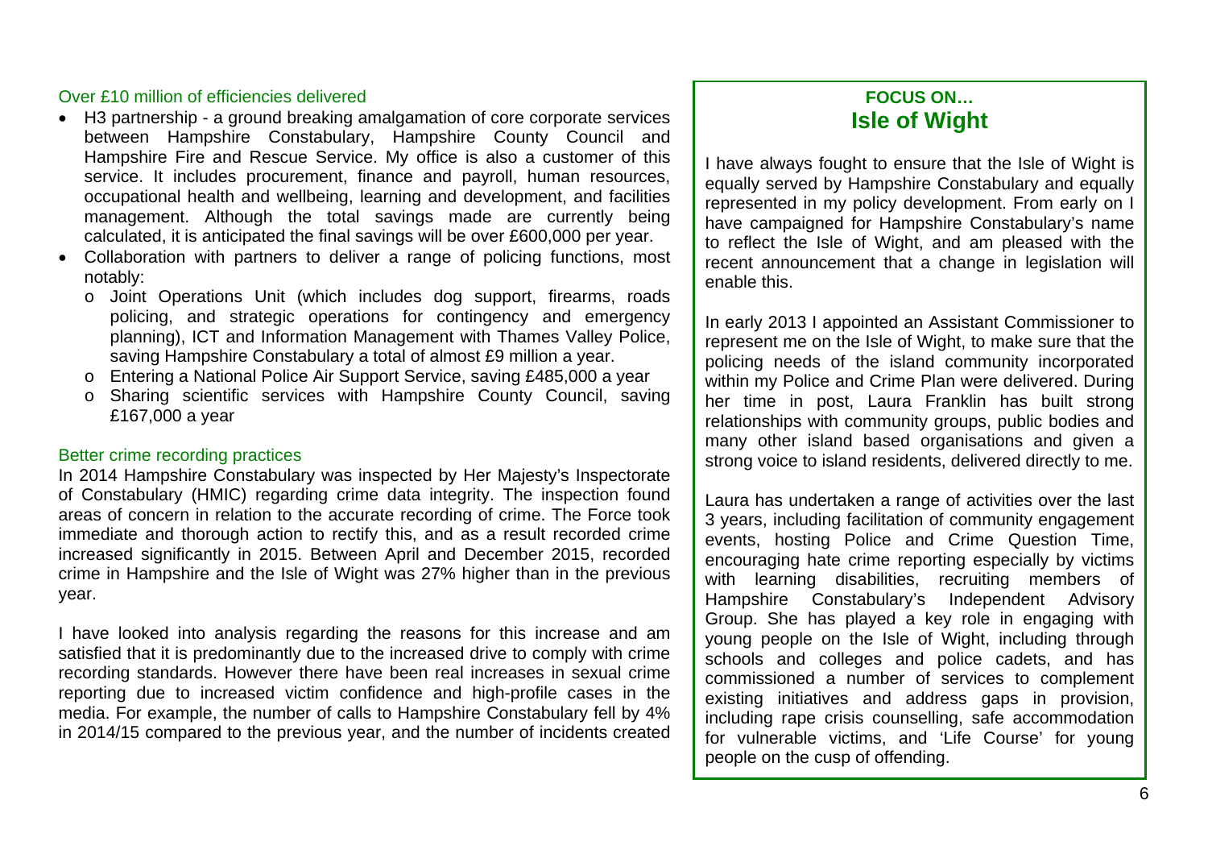### Over £10 million of efficiencies delivered

- H3 partnership - a ground breaking amalgamation of core corporate services between Hampshire Constabulary, Hampshire County Council and Hampshire Fire and Rescue Service. My office is also a customer of this service. It includes procurement, finance and payroll, human resources, occupational health and wellbeing, learning and development, and facilities management. Although the total savings made are currently being calculated, it is anticipated the final savings will be over £600,000 per year.
- Collaboration with partners to deliver a range of policing functions, most notably:
  - Joint Operations Unit (which includes dog support, firearms, roads policing, and strategic operations for contingency and emergency planning), ICT and Information Management with Thames Valley Police, saving Hampshire Constabulary a total of almost £9 million a year.
  - Entering a National Police Air Support Service, saving £485,000 a year
  - Sharing scientific services with Hampshire County Council, saving £167,000 a year

### Better crime recording practices

In 2014 Hampshire Constabulary was inspected by Her Majesty's Inspectorate of Constabulary (HMIC) regarding crime data integrity. The inspection found areas of concern in relation to the accurate recording of crime. The Force took immediate and thorough action to rectify this, and as a result recorded crime increased significantly in 2015. Between April and December 2015, recorded crime in Hampshire and the Isle of Wight was 27% higher than in the previous year.

I have looked into analysis regarding the reasons for this increase and am satisfied that it is predominantly due to the increased drive to comply with crime recording standards. However there have been real increases in sexual crime reporting due to increased victim confidence and high-profile cases in the media. For example, the number of calls to Hampshire Constabulary fell by 4% in 2014/15 compared to the previous year, and the number of incidents created

## FOCUS ON… Isle of Wight

I have always fought to ensure that the Isle of Wight is equally served by Hampshire Constabulary and equally represented in my policy development. From early on I have campaigned for Hampshire Constabulary's name to reflect the Isle of Wight, and am pleased with the recent announcement that a change in legislation will enable this.

In early 2013 I appointed an Assistant Commissioner to represent me on the Isle of Wight, to make sure that the policing needs of the island community incorporated within my Police and Crime Plan were delivered. During her time in post, Laura Franklin has built strong relationships with community groups, public bodies and many other island based organisations and given a strong voice to island residents, delivered directly to me.

Laura has undertaken a range of activities over the last 3 years, including facilitation of community engagement events, hosting Police and Crime Question Time, encouraging hate crime reporting especially by victims with learning disabilities, recruiting members of Hampshire Constabulary's Independent Advisory Group. She has played a key role in engaging with young people on the Isle of Wight, including through schools and colleges and police cadets, and has commissioned a number of services to complement existing initiatives and address gaps in provision, including rape crisis counselling, safe accommodation for vulnerable victims, and 'Life Course' for young people on the cusp of offending.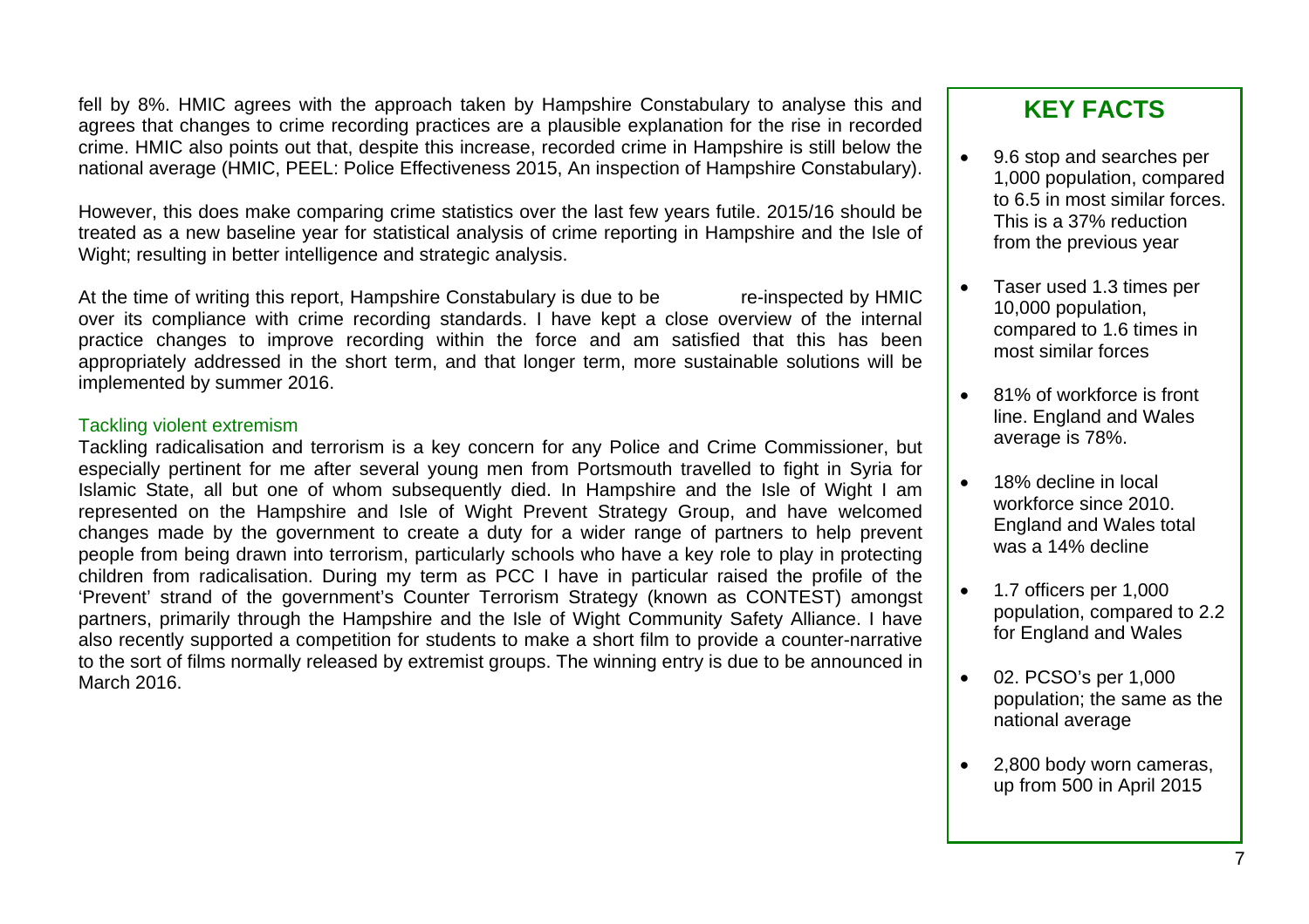fell by 8%. HMIC agrees with the approach taken by Hampshire Constabulary to analyse this and agrees that changes to crime recording practices are a plausible explanation for the rise in recorded crime. HMIC also points out that, despite this increase, recorded crime in Hampshire is still below the national average (HMIC, PEEL: Police Effectiveness 2015, An inspection of Hampshire Constabulary).

However, this does make comparing crime statistics over the last few years futile. 2015/16 should be treated as a new baseline year for statistical analysis of crime reporting in Hampshire and the Isle of Wight; resulting in better intelligence and strategic analysis.

At the time of writing this report, Hampshire Constabulary is due to be re-inspected by HMIC over its compliance with crime recording standards. I have kept a close overview of the internal practice changes to improve recording within the force and am satisfied that this has been appropriately addressed in the short term, and that longer term, more sustainable solutions will be implemented by summer 2016.

### Tackling violent extremism

Tackling radicalisation and terrorism is a key concern for any Police and Crime Commissioner, but especially pertinent for me after several young men from Portsmouth travelled to fight in Syria for Islamic State, all but one of whom subsequently died. In Hampshire and the Isle of Wight I am represented on the Hampshire and Isle of Wight Prevent Strategy Group, and have welcomed changes made by the government to create a duty for a wider range of partners to help prevent people from being drawn into terrorism, particularly schools who have a key role to play in protecting children from radicalisation. During my term as PCC I have in particular raised the profile of the 'Prevent' strand of the government's Counter Terrorism Strategy (known as CONTEST) amongst partners, primarily through the Hampshire and the Isle of Wight Community Safety Alliance. I have also recently supported a competition for students to make a short film to provide a counter-narrative to the sort of films normally released by extremist groups. The winning entry is due to be announced in March 2016.

## KEY FACTS

- 9.6 stop and searches per 1,000 population, compared to 6.5 in most similar forces. This is a 37% reduction from the previous year
- Taser used 1.3 times per 10,000 population, compared to 1.6 times in most similar forces
- 81% of workforce is front line. England and Wales average is 78%.
- 18% decline in local workforce since 2010. England and Wales total was a 14% decline
- 1.7 officers per 1,000 population, compared to 2.2 for England and Wales
- 02. PCSO's per 1,000 population; the same as the national average
- 2,800 body worn cameras, up from 500 in April 2015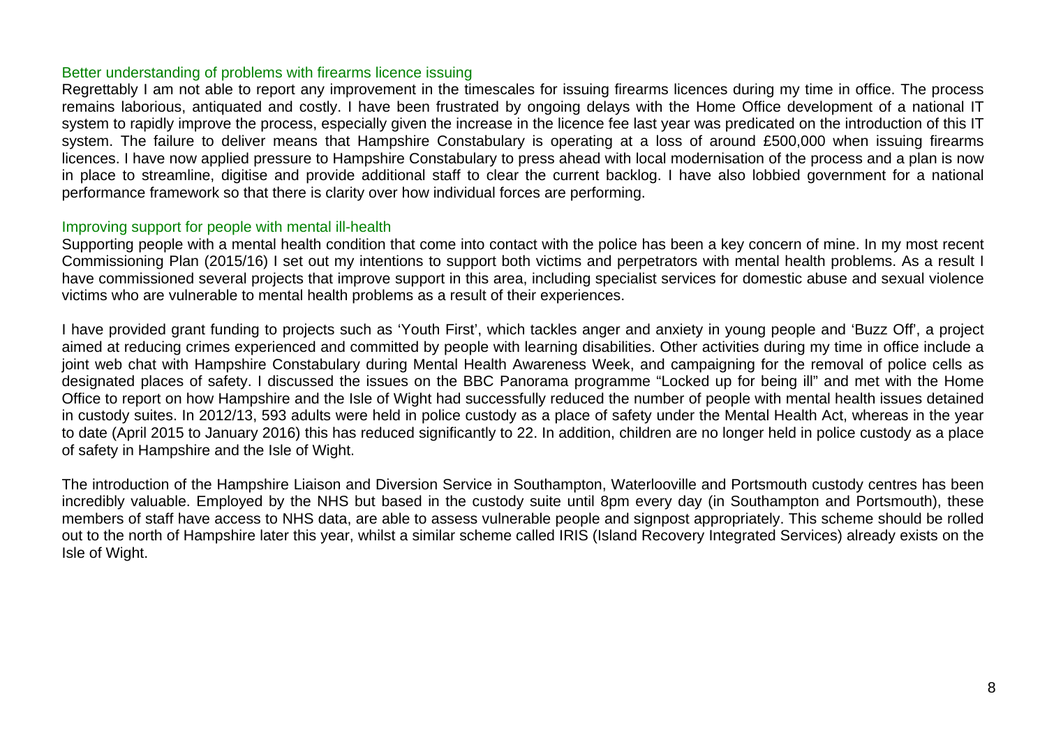### Better understanding of problems with firearms licence issuing

Regrettably I am not able to report any improvement in the timescales for issuing firearms licences during my time in office. The process remains laborious, antiquated and costly. I have been frustrated by ongoing delays with the Home Office development of a national IT system to rapidly improve the process, especially given the increase in the licence fee last year was predicated on the introduction of this IT system. The failure to deliver means that Hampshire Constabulary is operating at a loss of around £500,000 when issuing firearms licences. I have now applied pressure to Hampshire Constabulary to press ahead with local modernisation of the process and a plan is now in place to streamline, digitise and provide additional staff to clear the current backlog. I have also lobbied government for a national performance framework so that there is clarity over how individual forces are performing.

### Improving support for people with mental ill-health

Supporting people with a mental health condition that come into contact with the police has been a key concern of mine. In my most recent Commissioning Plan (2015/16) I set out my intentions to support both victims and perpetrators with mental health problems. As a result I have commissioned several projects that improve support in this area, including specialist services for domestic abuse and sexual violence victims who are vulnerable to mental health problems as a result of their experiences.

I have provided grant funding to projects such as 'Youth First', which tackles anger and anxiety in young people and 'Buzz Off', a project aimed at reducing crimes experienced and committed by people with learning disabilities. Other activities during my time in office include a joint web chat with Hampshire Constabulary during Mental Health Awareness Week, and campaigning for the removal of police cells as designated places of safety. I discussed the issues on the BBC Panorama programme "Locked up for being ill" and met with the Home Office to report on how Hampshire and the Isle of Wight had successfully reduced the number of people with mental health issues detained in custody suites. In 2012/13, 593 adults were held in police custody as a place of safety under the Mental Health Act, whereas in the year to date (April 2015 to January 2016) this has reduced significantly to 22. In addition, children are no longer held in police custody as a place of safety in Hampshire and the Isle of Wight.

The introduction of the Hampshire Liaison and Diversion Service in Southampton, Waterlooville and Portsmouth custody centres has been incredibly valuable. Employed by the NHS but based in the custody suite until 8pm every day (in Southampton and Portsmouth), these members of staff have access to NHS data, are able to assess vulnerable people and signpost appropriately. This scheme should be rolled out to the north of Hampshire later this year, whilst a similar scheme called IRIS (Island Recovery Integrated Services) already exists on the Isle of Wight.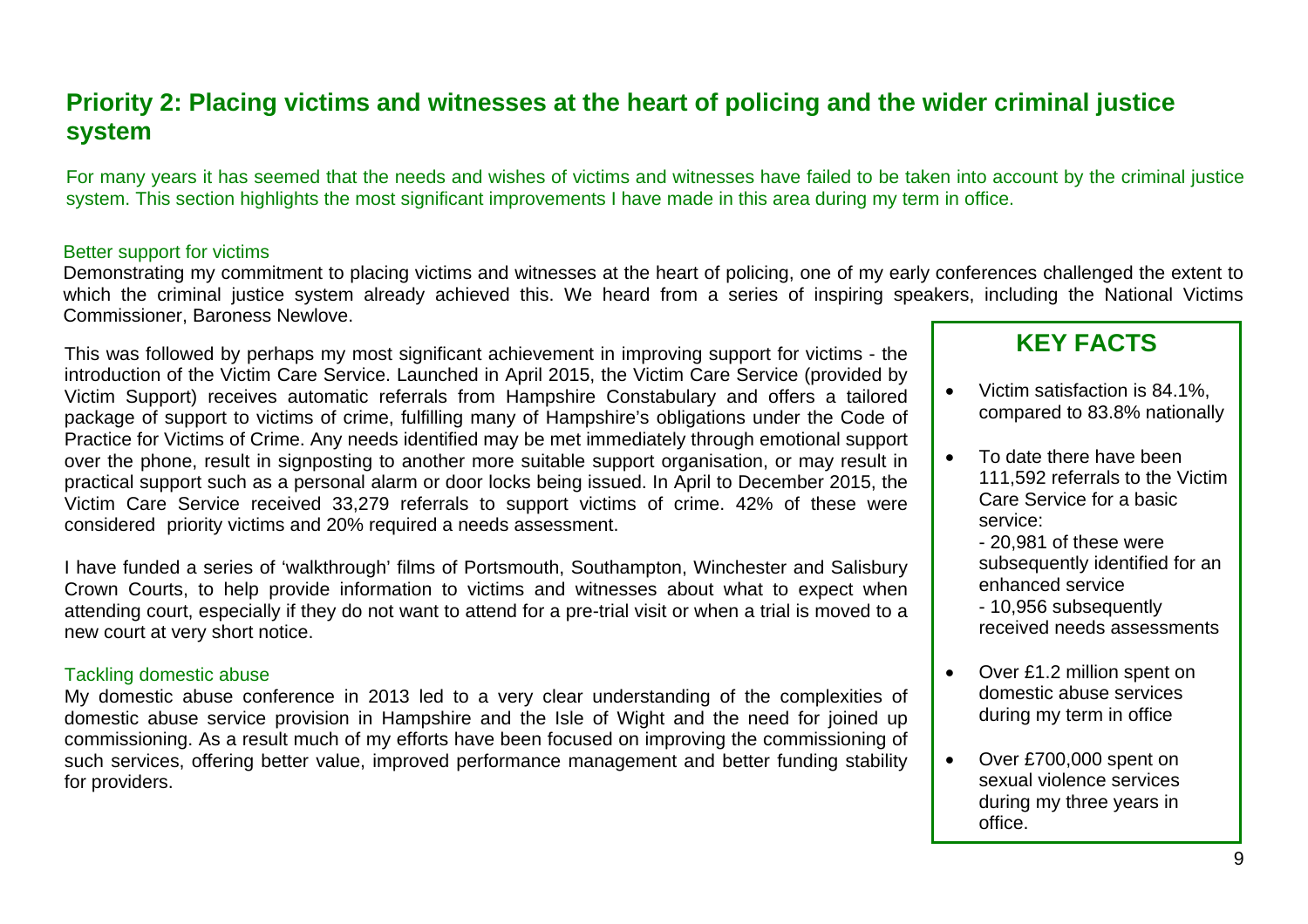## Priority 2: Placing victims and witnesses at the heart of policing and the wider criminal justice system

For many years it has seemed that the needs and wishes of victims and witnesses have failed to be taken into account by the criminal justice system. This section highlights the most significant improvements I have made in this area during my term in office.

### Better support for victims

Demonstrating my commitment to placing victims and witnesses at the heart of policing, one of my early conferences challenged the extent to which the criminal justice system already achieved this. We heard from a series of inspiring speakers, including the National Victims Commissioner, Baroness Newlove.

This was followed by perhaps my most significant achievement in improving support for victims - the introduction of the Victim Care Service. Launched in April 2015, the Victim Care Service (provided by Victim Support) receives automatic referrals from Hampshire Constabulary and offers a tailored package of support to victims of crime, fulfilling many of Hampshire's obligations under the Code of Practice for Victims of Crime. Any needs identified may be met immediately through emotional support over the phone, result in signposting to another more suitable support organisation, or may result in practical support such as a personal alarm or door locks being issued. In April to December 2015, the Victim Care Service received 33,279 referrals to support victims of crime. 42% of these were considered priority victims and 20% required a needs assessment.

I have funded a series of 'walkthrough' films of Portsmouth, Southampton, Winchester and Salisbury Crown Courts, to help provide information to victims and witnesses about what to expect when attending court, especially if they do not want to attend for a pre-trial visit or when a trial is moved to a new court at very short notice.

### Tackling domestic abuse

My domestic abuse conference in 2013 led to a very clear understanding of the complexities of domestic abuse service provision in Hampshire and the Isle of Wight and the need for joined up commissioning. As a result much of my efforts have been focused on improving the commissioning of such services, offering better value, improved performance management and better funding stability for providers.

### KEY FACTS

- Victim satisfaction is 84.1%, compared to 83.8% nationally
- To date there have been 111,592 referrals to the Victim Care Service for a basic service:
  - 20,981 of these were subsequently identified for an enhanced service
  - 10,956 subsequently received needs assessments
- Over £1.2 million spent on domestic abuse services during my term in office
- Over £700,000 spent on sexual violence services during my three years in office.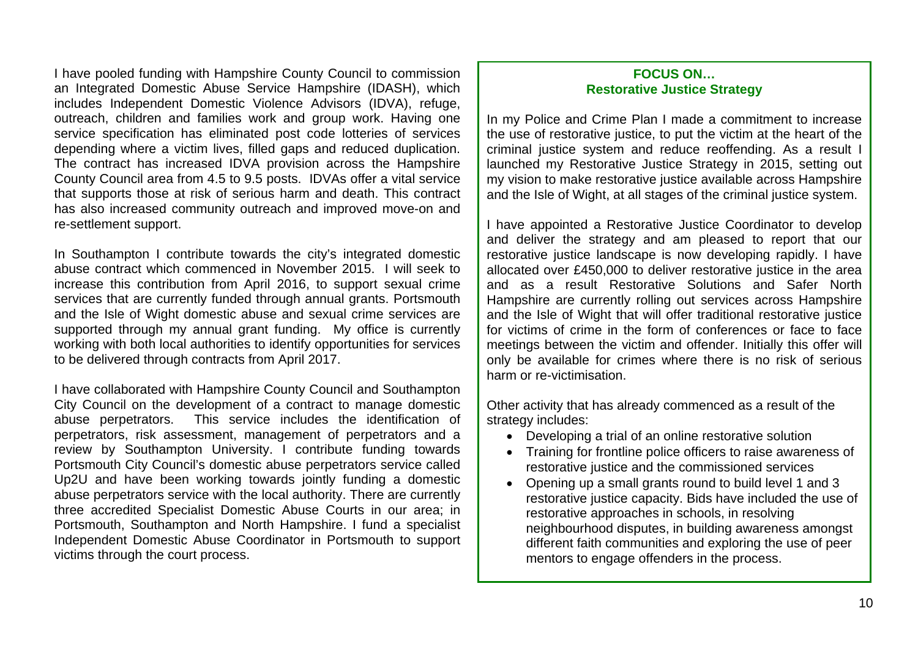I have pooled funding with Hampshire County Council to commission an Integrated Domestic Abuse Service Hampshire (IDASH), which includes Independent Domestic Violence Advisors (IDVA), refuge, outreach, children and families work and group work. Having one service specification has eliminated post code lotteries of services depending where a victim lives, filled gaps and reduced duplication. The contract has increased IDVA provision across the Hampshire County Council area from 4.5 to 9.5 posts. IDVAs offer a vital service that supports those at risk of serious harm and death. This contract has also increased community outreach and improved move-on and re-settlement support.

In Southampton I contribute towards the city's integrated domestic abuse contract which commenced in November 2015. I will seek to increase this contribution from April 2016, to support sexual crime services that are currently funded through annual grants. Portsmouth and the Isle of Wight domestic abuse and sexual crime services are supported through my annual grant funding. My office is currently working with both local authorities to identify opportunities for services to be delivered through contracts from April 2017.

I have collaborated with Hampshire County Council and Southampton City Council on the development of a contract to manage domestic abuse perpetrators. This service includes the identification of perpetrators, risk assessment, management of perpetrators and a review by Southampton University. I contribute funding towards Portsmouth City Council's domestic abuse perpetrators service called Up2U and have been working towards jointly funding a domestic abuse perpetrators service with the local authority. There are currently three accredited Specialist Domestic Abuse Courts in our area; in Portsmouth, Southampton and North Hampshire. I fund a specialist Independent Domestic Abuse Coordinator in Portsmouth to support victims through the court process.

## FOCUS ON… Restorative Justice Strategy

In my Police and Crime Plan I made a commitment to increase the use of restorative justice, to put the victim at the heart of the criminal justice system and reduce reoffending. As a result I launched my Restorative Justice Strategy in 2015, setting out my vision to make restorative justice available across Hampshire and the Isle of Wight, at all stages of the criminal justice system.

I have appointed a Restorative Justice Coordinator to develop and deliver the strategy and am pleased to report that our restorative justice landscape is now developing rapidly. I have allocated over £450,000 to deliver restorative justice in the area and as a result Restorative Solutions and Safer North Hampshire are currently rolling out services across Hampshire and the Isle of Wight that will offer traditional restorative justice for victims of crime in the form of conferences or face to face meetings between the victim and offender. Initially this offer will only be available for crimes where there is no risk of serious harm or re-victimisation.

Other activity that has already commenced as a result of the strategy includes:

- Developing a trial of an online restorative solution
- Training for frontline police officers to raise awareness of restorative justice and the commissioned services
- Opening up a small grants round to build level 1 and 3 restorative justice capacity. Bids have included the use of restorative approaches in schools, in resolving neighbourhood disputes, in building awareness amongst different faith communities and exploring the use of peer mentors to engage offenders in the process.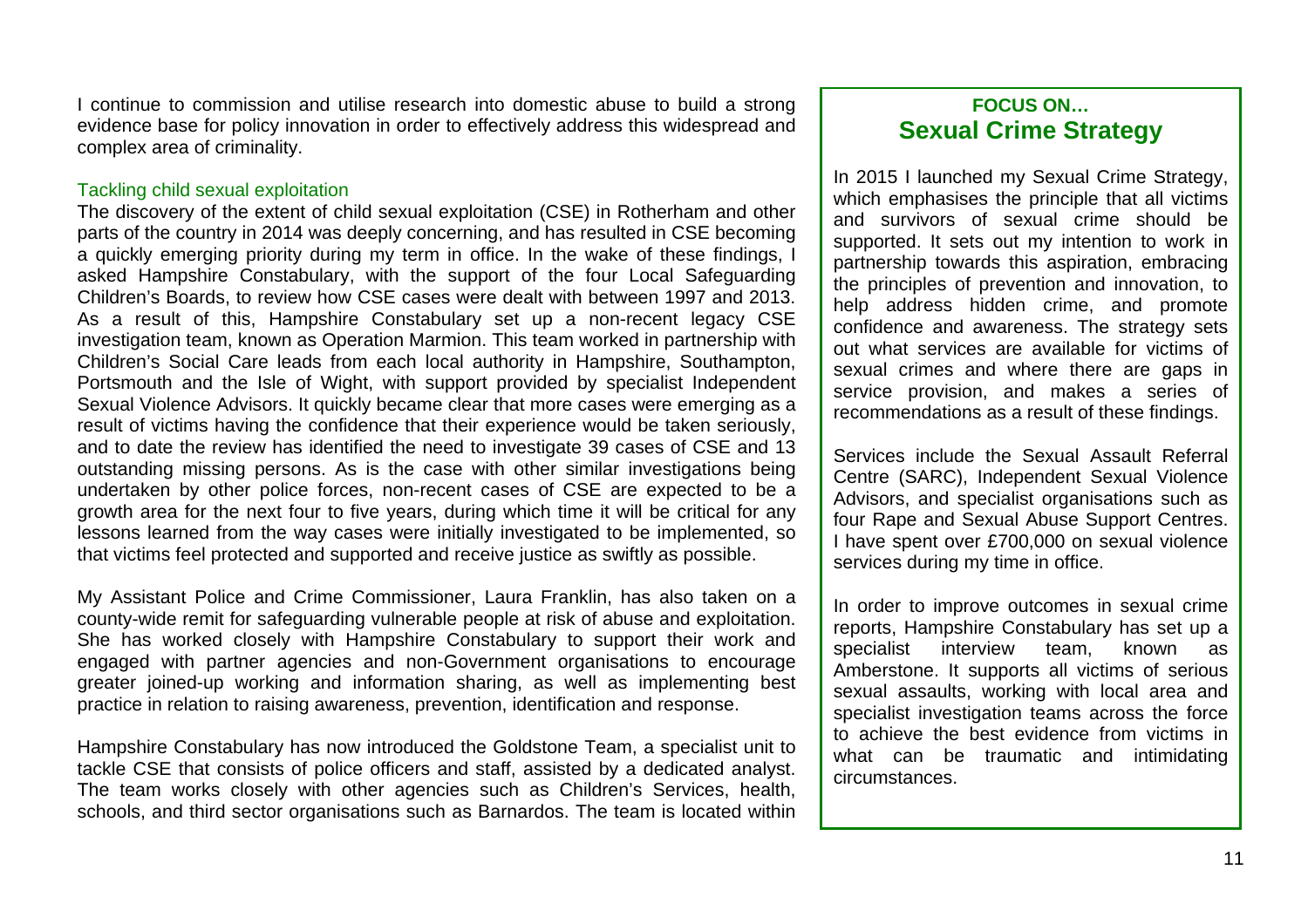I continue to commission and utilise research into domestic abuse to build a strong evidence base for policy innovation in order to effectively address this widespread and complex area of criminality.

### Tackling child sexual exploitation

The discovery of the extent of child sexual exploitation (CSE) in Rotherham and other parts of the country in 2014 was deeply concerning, and has resulted in CSE becoming a quickly emerging priority during my term in office. In the wake of these findings, I asked Hampshire Constabulary, with the support of the four Local Safeguarding Children's Boards, to review how CSE cases were dealt with between 1997 and 2013. As a result of this, Hampshire Constabulary set up a non-recent legacy CSE investigation team, known as Operation Marmion. This team worked in partnership with Children's Social Care leads from each local authority in Hampshire, Southampton, Portsmouth and the Isle of Wight, with support provided by specialist Independent Sexual Violence Advisors. It quickly became clear that more cases were emerging as a result of victims having the confidence that their experience would be taken seriously, and to date the review has identified the need to investigate 39 cases of CSE and 13 outstanding missing persons. As is the case with other similar investigations being undertaken by other police forces, non-recent cases of CSE are expected to be a growth area for the next four to five years, during which time it will be critical for any lessons learned from the way cases were initially investigated to be implemented, so that victims feel protected and supported and receive justice as swiftly as possible.

My Assistant Police and Crime Commissioner, Laura Franklin, has also taken on a county-wide remit for safeguarding vulnerable people at risk of abuse and exploitation. She has worked closely with Hampshire Constabulary to support their work and engaged with partner agencies and non-Government organisations to encourage greater joined-up working and information sharing, as well as implementing best practice in relation to raising awareness, prevention, identification and response.

Hampshire Constabulary has now introduced the Goldstone Team, a specialist unit to tackle CSE that consists of police officers and staff, assisted by a dedicated analyst. The team works closely with other agencies such as Children's Services, health, schools, and third sector organisations such as Barnardos. The team is located within

## FOCUS ON… Sexual Crime Strategy

In 2015 I launched my Sexual Crime Strategy, which emphasises the principle that all victims and survivors of sexual crime should be supported. It sets out my intention to work in partnership towards this aspiration, embracing the principles of prevention and innovation, to help address hidden crime, and promote confidence and awareness. The strategy sets out what services are available for victims of sexual crimes and where there are gaps in service provision, and makes a series of recommendations as a result of these findings.

Services include the Sexual Assault Referral Centre (SARC), Independent Sexual Violence Advisors, and specialist organisations such as four Rape and Sexual Abuse Support Centres. I have spent over £700,000 on sexual violence services during my time in office.

In order to improve outcomes in sexual crime reports, Hampshire Constabulary has set up a specialist interview team, known as Amberstone. It supports all victims of serious sexual assaults, working with local area and specialist investigation teams across the force to achieve the best evidence from victims in what can be traumatic and intimidating circumstances.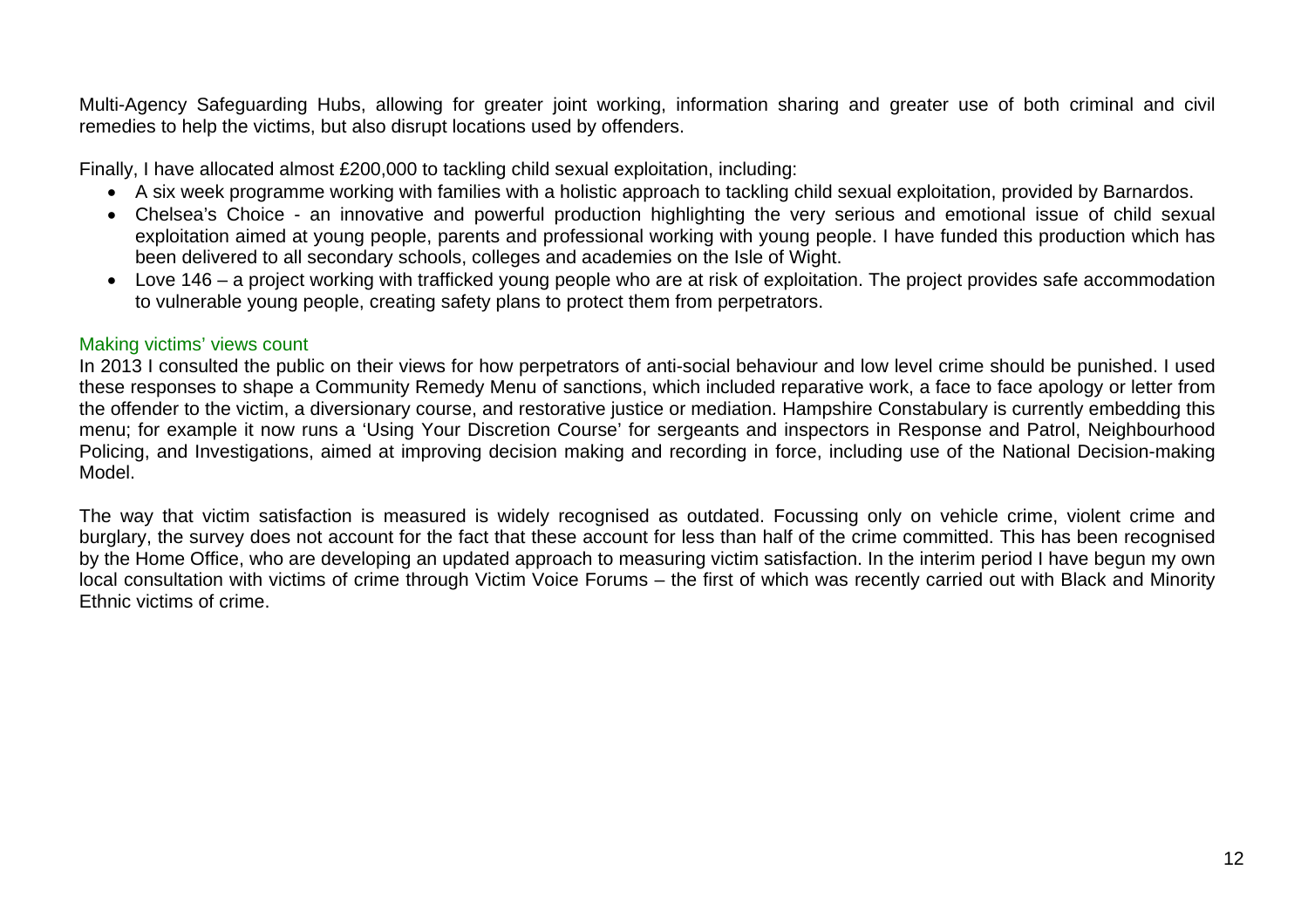Multi-Agency Safeguarding Hubs, allowing for greater joint working, information sharing and greater use of both criminal and civil remedies to help the victims, but also disrupt locations used by offenders.

Finally, I have allocated almost £200,000 to tackling child sexual exploitation, including:

- A six week programme working with families with a holistic approach to tackling child sexual exploitation, provided by Barnardos.
- Chelsea's Choice - an innovative and powerful production highlighting the very serious and emotional issue of child sexual exploitation aimed at young people, parents and professional working with young people. I have funded this production which has been delivered to all secondary schools, colleges and academies on the Isle of Wight.
- Love 146 – a project working with trafficked young people who are at risk of exploitation. The project provides safe accommodation to vulnerable young people, creating safety plans to protect them from perpetrators.

### Making victims' views count

In 2013 I consulted the public on their views for how perpetrators of anti-social behaviour and low level crime should be punished. I used these responses to shape a Community Remedy Menu of sanctions, which included reparative work, a face to face apology or letter from the offender to the victim, a diversionary course, and restorative justice or mediation. Hampshire Constabulary is currently embedding this menu; for example it now runs a 'Using Your Discretion Course' for sergeants and inspectors in Response and Patrol, Neighbourhood Policing, and Investigations, aimed at improving decision making and recording in force, including use of the National Decision-making Model.

The way that victim satisfaction is measured is widely recognised as outdated. Focussing only on vehicle crime, violent crime and burglary, the survey does not account for the fact that these account for less than half of the crime committed. This has been recognised by the Home Office, who are developing an updated approach to measuring victim satisfaction. In the interim period I have begun my own local consultation with victims of crime through Victim Voice Forums – the first of which was recently carried out with Black and Minority Ethnic victims of crime.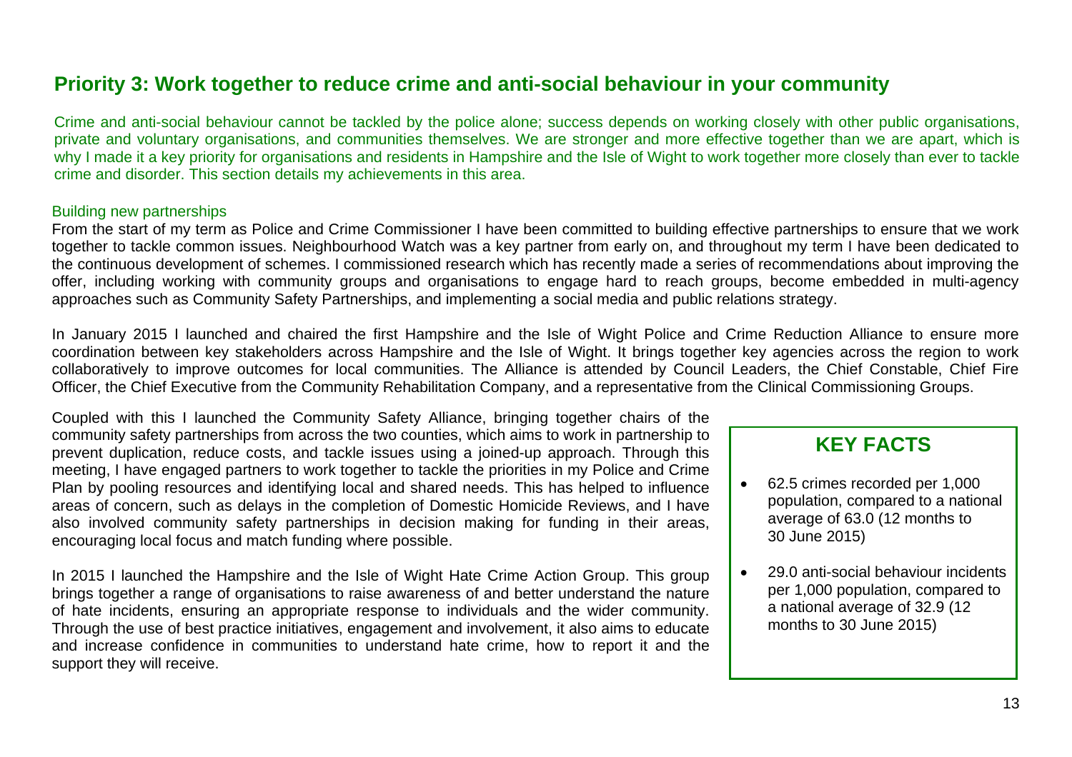## Priority 3: Work together to reduce crime and anti-social behaviour in your community

Crime and anti-social behaviour cannot be tackled by the police alone; success depends on working closely with other public organisations, private and voluntary organisations, and communities themselves. We are stronger and more effective together than we are apart, which is why I made it a key priority for organisations and residents in Hampshire and the Isle of Wight to work together more closely than ever to tackle crime and disorder. This section details my achievements in this area.

### Building new partnerships

From the start of my term as Police and Crime Commissioner I have been committed to building effective partnerships to ensure that we work together to tackle common issues. Neighbourhood Watch was a key partner from early on, and throughout my term I have been dedicated to the continuous development of schemes. I commissioned research which has recently made a series of recommendations about improving the offer, including working with community groups and organisations to engage hard to reach groups, become embedded in multi-agency approaches such as Community Safety Partnerships, and implementing a social media and public relations strategy.

In January 2015 I launched and chaired the first Hampshire and the Isle of Wight Police and Crime Reduction Alliance to ensure more coordination between key stakeholders across Hampshire and the Isle of Wight. It brings together key agencies across the region to work collaboratively to improve outcomes for local communities. The Alliance is attended by Council Leaders, the Chief Constable, Chief Fire Officer, the Chief Executive from the Community Rehabilitation Company, and a representative from the Clinical Commissioning Groups.

Coupled with this I launched the Community Safety Alliance, bringing together chairs of the community safety partnerships from across the two counties, which aims to work in partnership to prevent duplication, reduce costs, and tackle issues using a joined-up approach. Through this meeting, I have engaged partners to work together to tackle the priorities in my Police and Crime Plan by pooling resources and identifying local and shared needs. This has helped to influence areas of concern, such as delays in the completion of Domestic Homicide Reviews, and I have also involved community safety partnerships in decision making for funding in their areas, encouraging local focus and match funding where possible.

In 2015 I launched the Hampshire and the Isle of Wight Hate Crime Action Group. This group brings together a range of organisations to raise awareness of and better understand the nature of hate incidents, ensuring an appropriate response to individuals and the wider community. Through the use of best practice initiatives, engagement and involvement, it also aims to educate and increase confidence in communities to understand hate crime, how to report it and the support they will receive.

### KEY FACTS

- 62.5 crimes recorded per 1,000 population, compared to a national average of 63.0 (12 months to 30 June 2015)
- 29.0 anti-social behaviour incidents per 1,000 population, compared to a national average of 32.9 (12 months to 30 June 2015)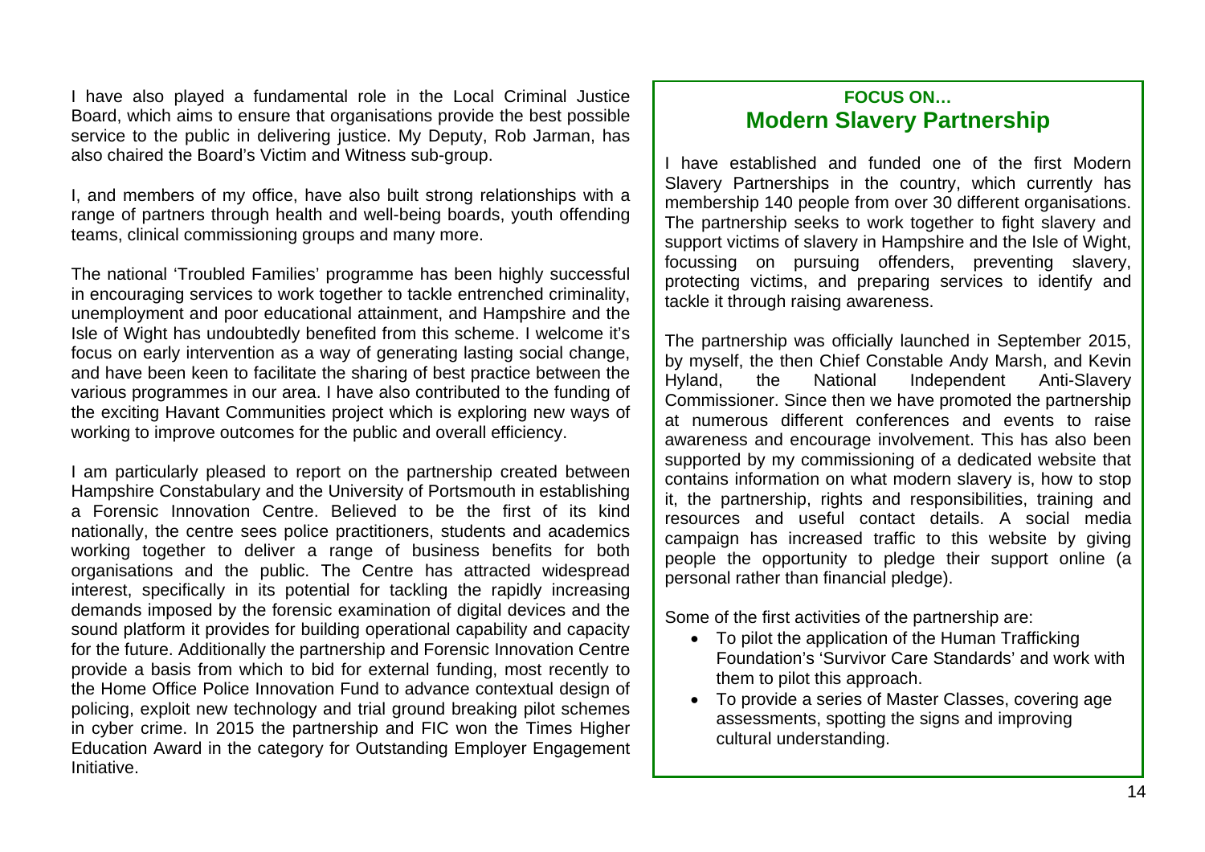I have also played a fundamental role in the Local Criminal Justice Board, which aims to ensure that organisations provide the best possible service to the public in delivering justice. My Deputy, Rob Jarman, has also chaired the Board's Victim and Witness sub-group.

I, and members of my office, have also built strong relationships with a range of partners through health and well-being boards, youth offending teams, clinical commissioning groups and many more.

The national 'Troubled Families' programme has been highly successful in encouraging services to work together to tackle entrenched criminality, unemployment and poor educational attainment, and Hampshire and the Isle of Wight has undoubtedly benefited from this scheme. I welcome it's focus on early intervention as a way of generating lasting social change, and have been keen to facilitate the sharing of best practice between the various programmes in our area. I have also contributed to the funding of the exciting Havant Communities project which is exploring new ways of working to improve outcomes for the public and overall efficiency.

I am particularly pleased to report on the partnership created between Hampshire Constabulary and the University of Portsmouth in establishing a Forensic Innovation Centre. Believed to be the first of its kind nationally, the centre sees police practitioners, students and academics working together to deliver a range of business benefits for both organisations and the public. The Centre has attracted widespread interest, specifically in its potential for tackling the rapidly increasing demands imposed by the forensic examination of digital devices and the sound platform it provides for building operational capability and capacity for the future. Additionally the partnership and Forensic Innovation Centre provide a basis from which to bid for external funding, most recently to the Home Office Police Innovation Fund to advance contextual design of policing, exploit new technology and trial ground breaking pilot schemes in cyber crime. In 2015 the partnership and FIC won the Times Higher Education Award in the category for Outstanding Employer Engagement Initiative.

**FOCUS ON…**

## Modern Slavery Partnership

I have established and funded one of the first Modern Slavery Partnerships in the country, which currently has membership 140 people from over 30 different organisations. The partnership seeks to work together to fight slavery and support victims of slavery in Hampshire and the Isle of Wight, focussing on pursuing offenders, preventing slavery, protecting victims, and preparing services to identify and tackle it through raising awareness.

The partnership was officially launched in September 2015, by myself, the then Chief Constable Andy Marsh, and Kevin Hyland, the National Independent Anti-Slavery Commissioner. Since then we have promoted the partnership at numerous different conferences and events to raise awareness and encourage involvement. This has also been supported by my commissioning of a dedicated website that contains information on what modern slavery is, how to stop it, the partnership, rights and responsibilities, training and resources and useful contact details. A social media campaign has increased traffic to this website by giving people the opportunity to pledge their support online (a personal rather than financial pledge).

Some of the first activities of the partnership are:

- To pilot the application of the Human Trafficking Foundation's 'Survivor Care Standards' and work with them to pilot this approach.
- To provide a series of Master Classes, covering age assessments, spotting the signs and improving cultural understanding.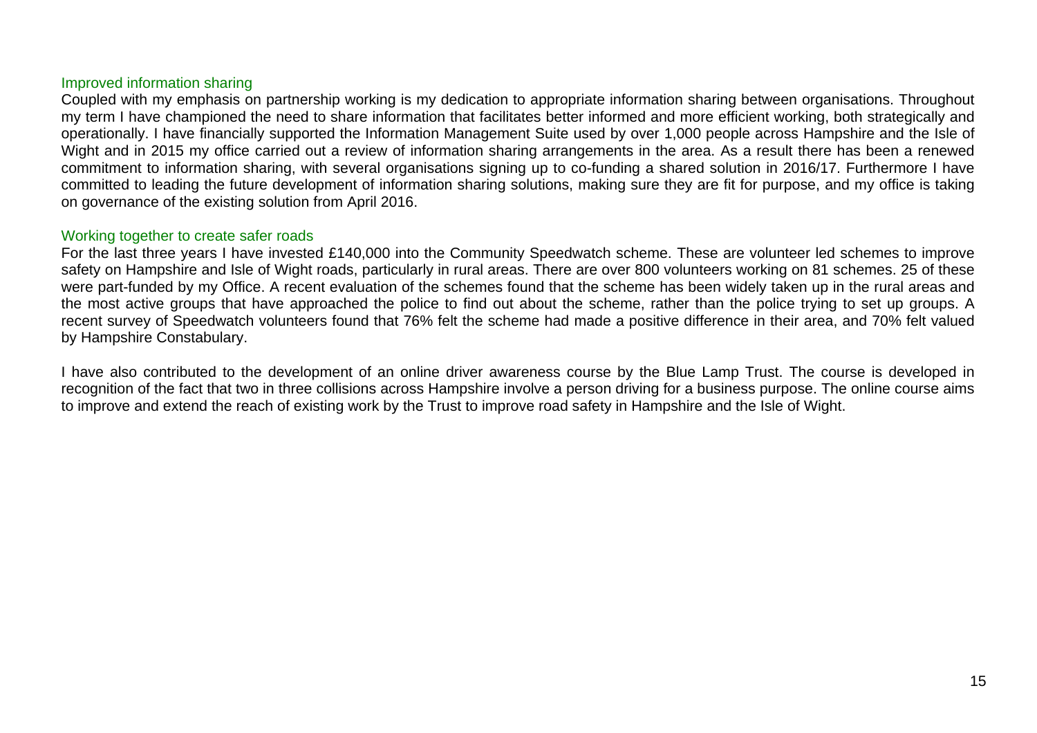## Improved information sharing

Coupled with my emphasis on partnership working is my dedication to appropriate information sharing between organisations. Throughout my term I have championed the need to share information that facilitates better informed and more efficient working, both strategically and operationally. I have financially supported the Information Management Suite used by over 1,000 people across Hampshire and the Isle of Wight and in 2015 my office carried out a review of information sharing arrangements in the area. As a result there has been a renewed commitment to information sharing, with several organisations signing up to co-funding a shared solution in 2016/17. Furthermore I have committed to leading the future development of information sharing solutions, making sure they are fit for purpose, and my office is taking on governance of the existing solution from April 2016.

## Working together to create safer roads

For the last three years I have invested £140,000 into the Community Speedwatch scheme. These are volunteer led schemes to improve safety on Hampshire and Isle of Wight roads, particularly in rural areas. There are over 800 volunteers working on 81 schemes. 25 of these were part-funded by my Office. A recent evaluation of the schemes found that the scheme has been widely taken up in the rural areas and the most active groups that have approached the police to find out about the scheme, rather than the police trying to set up groups. A recent survey of Speedwatch volunteers found that 76% felt the scheme had made a positive difference in their area, and 70% felt valued by Hampshire Constabulary.

I have also contributed to the development of an online driver awareness course by the Blue Lamp Trust. The course is developed in recognition of the fact that two in three collisions across Hampshire involve a person driving for a business purpose. The online course aims to improve and extend the reach of existing work by the Trust to improve road safety in Hampshire and the Isle of Wight.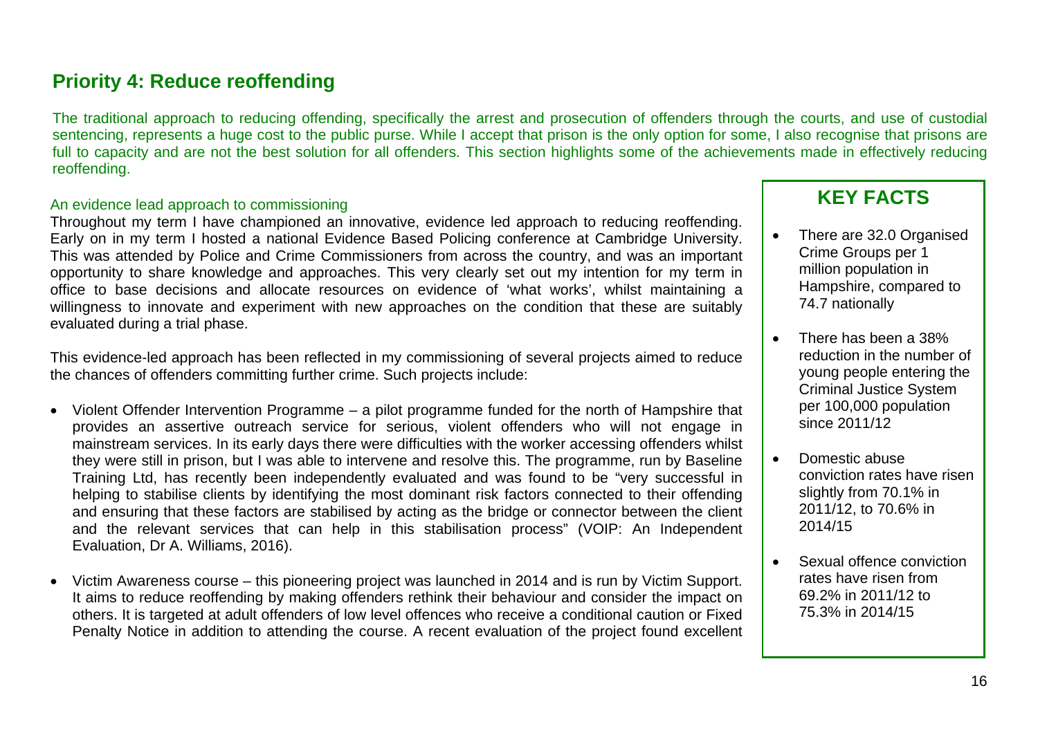## Priority 4: Reduce reoffending

The traditional approach to reducing offending, specifically the arrest and prosecution of offenders through the courts, and use of custodial sentencing, represents a huge cost to the public purse. While I accept that prison is the only option for some, I also recognise that prisons are full to capacity and are not the best solution for all offenders. This section highlights some of the achievements made in effectively reducing reoffending.

### An evidence lead approach to commissioning

Throughout my term I have championed an innovative, evidence led approach to reducing reoffending. Early on in my term I hosted a national Evidence Based Policing conference at Cambridge University. This was attended by Police and Crime Commissioners from across the country, and was an important opportunity to share knowledge and approaches. This very clearly set out my intention for my term in office to base decisions and allocate resources on evidence of 'what works', whilst maintaining a willingness to innovate and experiment with new approaches on the condition that these are suitably evaluated during a trial phase.

This evidence-led approach has been reflected in my commissioning of several projects aimed to reduce the chances of offenders committing further crime. Such projects include:

- Violent Offender Intervention Programme – a pilot programme funded for the north of Hampshire that provides an assertive outreach service for serious, violent offenders who will not engage in mainstream services. In its early days there were difficulties with the worker accessing offenders whilst they were still in prison, but I was able to intervene and resolve this. The programme, run by Baseline Training Ltd, has recently been independently evaluated and was found to be "very successful in helping to stabilise clients by identifying the most dominant risk factors connected to their offending and ensuring that these factors are stabilised by acting as the bridge or connector between the client and the relevant services that can help in this stabilisation process" (VOIP: An Independent Evaluation, Dr A. Williams, 2016).
- Victim Awareness course – this pioneering project was launched in 2014 and is run by Victim Support. It aims to reduce reoffending by making offenders rethink their behaviour and consider the impact on others. It is targeted at adult offenders of low level offences who receive a conditional caution or Fixed Penalty Notice in addition to attending the course. A recent evaluation of the project found excellent

### KEY FACTS

- There are 32.0 Organised Crime Groups per 1 million population in Hampshire, compared to 74.7 nationally
- There has been a 38% reduction in the number of young people entering the Criminal Justice System per 100,000 population since 2011/12
- Domestic abuse conviction rates have risen slightly from 70.1% in 2011/12, to 70.6% in 2014/15
- Sexual offence conviction rates have risen from 69.2% in 2011/12 to 75.3% in 2014/15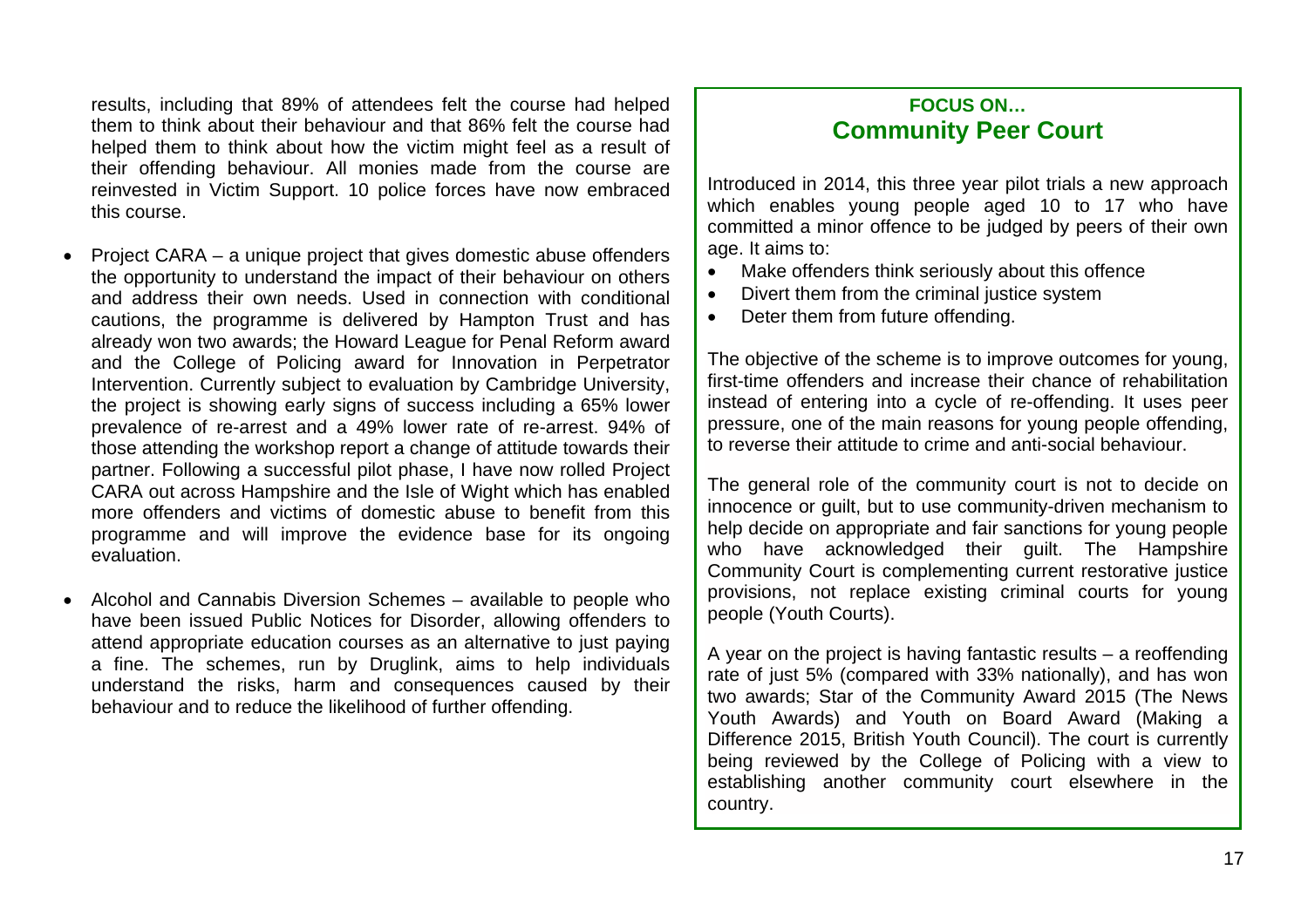results, including that 89% of attendees felt the course had helped them to think about their behaviour and that 86% felt the course had helped them to think about how the victim might feel as a result of their offending behaviour. All monies made from the course are reinvested in Victim Support. 10 police forces have now embraced this course.

- Project CARA – a unique project that gives domestic abuse offenders the opportunity to understand the impact of their behaviour on others and address their own needs. Used in connection with conditional cautions, the programme is delivered by Hampton Trust and has already won two awards; the Howard League for Penal Reform award and the College of Policing award for Innovation in Perpetrator Intervention. Currently subject to evaluation by Cambridge University, the project is showing early signs of success including a 65% lower prevalence of re-arrest and a 49% lower rate of re-arrest. 94% of those attending the workshop report a change of attitude towards their partner. Following a successful pilot phase, I have now rolled Project CARA out across Hampshire and the Isle of Wight which has enabled more offenders and victims of domestic abuse to benefit from this programme and will improve the evidence base for its ongoing evaluation.

- Alcohol and Cannabis Diversion Schemes – available to people who have been issued Public Notices for Disorder, allowing offenders to attend appropriate education courses as an alternative to just paying a fine. The schemes, run by Druglink, aims to help individuals understand the risks, harm and consequences caused by their behaviour and to reduce the likelihood of further offending.

**FOCUS ON…**

## Community Peer Court

Introduced in 2014, this three year pilot trials a new approach which enables young people aged 10 to 17 who have committed a minor offence to be judged by peers of their own age. It aims to:

- Make offenders think seriously about this offence
- Divert them from the criminal justice system
- Deter them from future offending.

The objective of the scheme is to improve outcomes for young, first-time offenders and increase their chance of rehabilitation instead of entering into a cycle of re-offending. It uses peer pressure, one of the main reasons for young people offending, to reverse their attitude to crime and anti-social behaviour.

The general role of the community court is not to decide on innocence or guilt, but to use community-driven mechanism to help decide on appropriate and fair sanctions for young people who have acknowledged their guilt. The Hampshire Community Court is complementing current restorative justice provisions, not replace existing criminal courts for young people (Youth Courts).

A year on the project is having fantastic results – a reoffending rate of just 5% (compared with 33% nationally), and has won two awards; Star of the Community Award 2015 (The News Youth Awards) and Youth on Board Award (Making a Difference 2015, British Youth Council). The court is currently being reviewed by the College of Policing with a view to establishing another community court elsewhere in the country.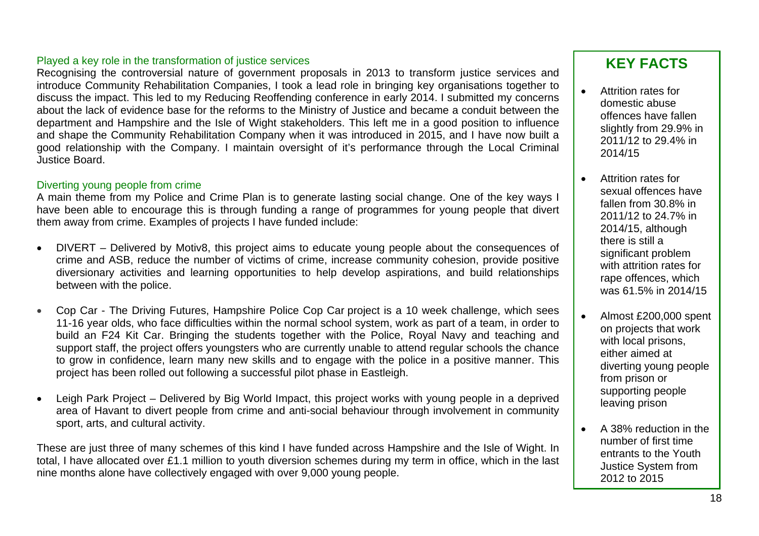### Played a key role in the transformation of justice services

Recognising the controversial nature of government proposals in 2013 to transform justice services and introduce Community Rehabilitation Companies, I took a lead role in bringing key organisations together to discuss the impact. This led to my Reducing Reoffending conference in early 2014. I submitted my concerns about the lack of evidence base for the reforms to the Ministry of Justice and became a conduit between the department and Hampshire and the Isle of Wight stakeholders. This left me in a good position to influence and shape the Community Rehabilitation Company when it was introduced in 2015, and I have now built a good relationship with the Company. I maintain oversight of it's performance through the Local Criminal Justice Board.

### Diverting young people from crime

A main theme from my Police and Crime Plan is to generate lasting social change. One of the key ways I have been able to encourage this is through funding a range of programmes for young people that divert them away from crime. Examples of projects I have funded include:

- DIVERT – Delivered by Motiv8, this project aims to educate young people about the consequences of crime and ASB, reduce the number of victims of crime, increase community cohesion, provide positive diversionary activities and learning opportunities to help develop aspirations, and build relationships between with the police.
- Cop Car - The Driving Futures, Hampshire Police Cop Car project is a 10 week challenge, which sees 11-16 year olds, who face difficulties within the normal school system, work as part of a team, in order to build an F24 Kit Car. Bringing the students together with the Police, Royal Navy and teaching and support staff, the project offers youngsters who are currently unable to attend regular schools the chance to grow in confidence, learn many new skills and to engage with the police in a positive manner. This project has been rolled out following a successful pilot phase in Eastleigh.
- Leigh Park Project – Delivered by Big World Impact, this project works with young people in a deprived area of Havant to divert people from crime and anti-social behaviour through involvement in community sport, arts, and cultural activity.

These are just three of many schemes of this kind I have funded across Hampshire and the Isle of Wight. In total, I have allocated over £1.1 million to youth diversion schemes during my term in office, which in the last nine months alone have collectively engaged with over 9,000 young people.

## KEY FACTS

- Attrition rates for domestic abuse offences have fallen slightly from 29.9% in 2011/12 to 29.4% in 2014/15
- Attrition rates for sexual offences have fallen from 30.8% in 2011/12 to 24.7% in 2014/15, although there is still a significant problem with attrition rates for rape offences, which was 61.5% in 2014/15
- Almost £200,000 spent on projects that work with local prisons, either aimed at diverting young people from prison or supporting people leaving prison
- A 38% reduction in the number of first time entrants to the Youth Justice System from 2012 to 2015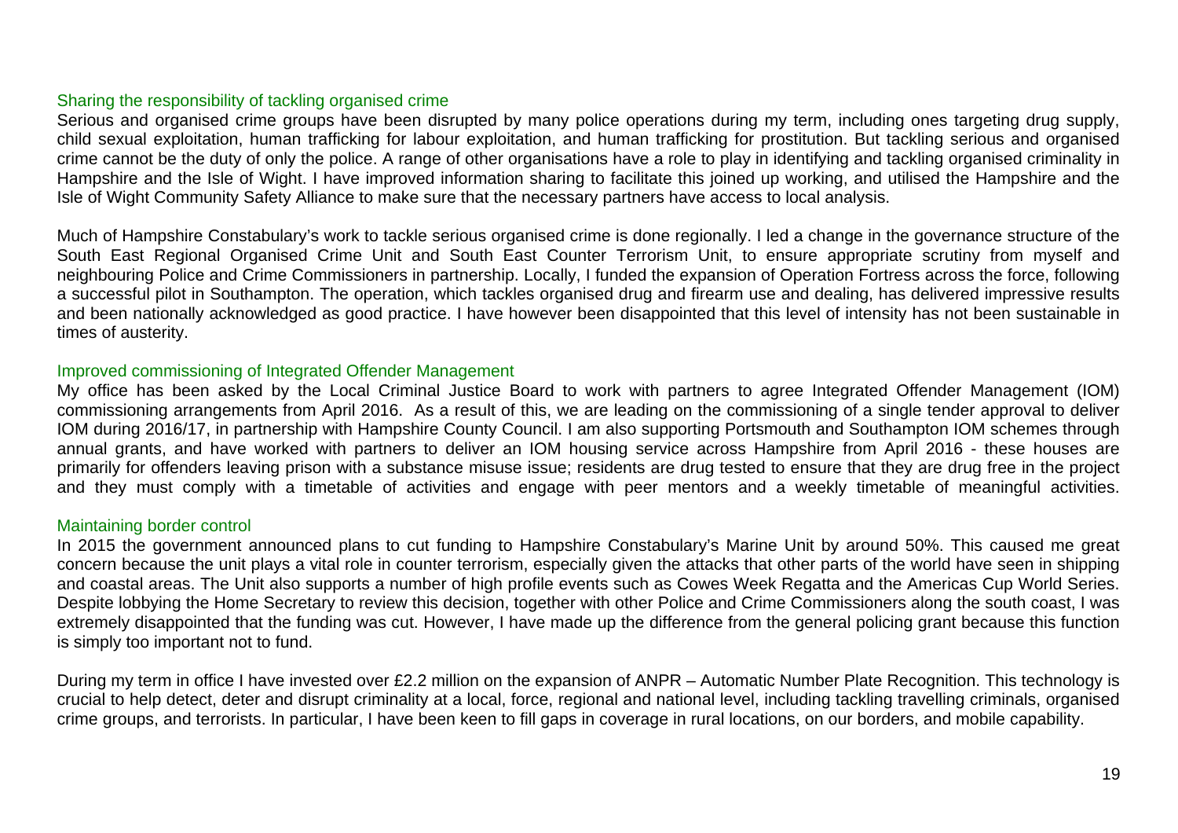### Sharing the responsibility of tackling organised crime

Serious and organised crime groups have been disrupted by many police operations during my term, including ones targeting drug supply, child sexual exploitation, human trafficking for labour exploitation, and human trafficking for prostitution. But tackling serious and organised crime cannot be the duty of only the police. A range of other organisations have a role to play in identifying and tackling organised criminality in Hampshire and the Isle of Wight. I have improved information sharing to facilitate this joined up working, and utilised the Hampshire and the Isle of Wight Community Safety Alliance to make sure that the necessary partners have access to local analysis.

Much of Hampshire Constabulary's work to tackle serious organised crime is done regionally. I led a change in the governance structure of the South East Regional Organised Crime Unit and South East Counter Terrorism Unit, to ensure appropriate scrutiny from myself and neighbouring Police and Crime Commissioners in partnership. Locally, I funded the expansion of Operation Fortress across the force, following a successful pilot in Southampton. The operation, which tackles organised drug and firearm use and dealing, has delivered impressive results and been nationally acknowledged as good practice. I have however been disappointed that this level of intensity has not been sustainable in times of austerity.

### Improved commissioning of Integrated Offender Management

My office has been asked by the Local Criminal Justice Board to work with partners to agree Integrated Offender Management (IOM) commissioning arrangements from April 2016. As a result of this, we are leading on the commissioning of a single tender approval to deliver IOM during 2016/17, in partnership with Hampshire County Council. I am also supporting Portsmouth and Southampton IOM schemes through annual grants, and have worked with partners to deliver an IOM housing service across Hampshire from April 2016 - these houses are primarily for offenders leaving prison with a substance misuse issue; residents are drug tested to ensure that they are drug free in the project and they must comply with a timetable of activities and engage with peer mentors and a weekly timetable of meaningful activities.

### Maintaining border control

In 2015 the government announced plans to cut funding to Hampshire Constabulary's Marine Unit by around 50%. This caused me great concern because the unit plays a vital role in counter terrorism, especially given the attacks that other parts of the world have seen in shipping and coastal areas. The Unit also supports a number of high profile events such as Cowes Week Regatta and the Americas Cup World Series. Despite lobbying the Home Secretary to review this decision, together with other Police and Crime Commissioners along the south coast, I was extremely disappointed that the funding was cut. However, I have made up the difference from the general policing grant because this function is simply too important not to fund.

During my term in office I have invested over £2.2 million on the expansion of ANPR – Automatic Number Plate Recognition. This technology is crucial to help detect, deter and disrupt criminality at a local, force, regional and national level, including tackling travelling criminals, organised crime groups, and terrorists. In particular, I have been keen to fill gaps in coverage in rural locations, on our borders, and mobile capability.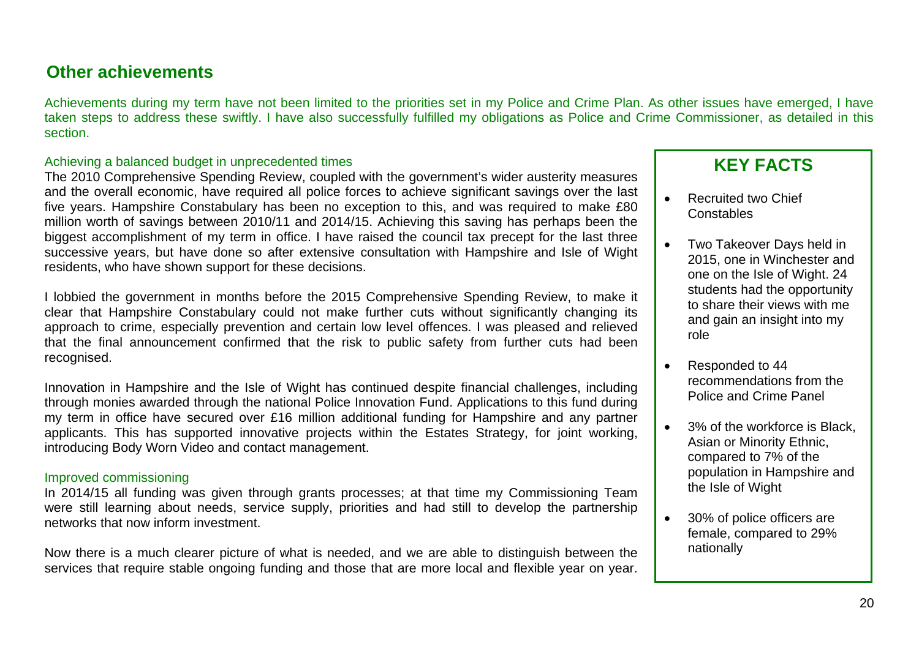## Other achievements

Achievements during my term have not been limited to the priorities set in my Police and Crime Plan. As other issues have emerged, I have taken steps to address these swiftly. I have also successfully fulfilled my obligations as Police and Crime Commissioner, as detailed in this section.

### Achieving a balanced budget in unprecedented times

The 2010 Comprehensive Spending Review, coupled with the government's wider austerity measures and the overall economic, have required all police forces to achieve significant savings over the last five years. Hampshire Constabulary has been no exception to this, and was required to make £80 million worth of savings between 2010/11 and 2014/15. Achieving this saving has perhaps been the biggest accomplishment of my term in office. I have raised the council tax precept for the last three successive years, but have done so after extensive consultation with Hampshire and Isle of Wight residents, who have shown support for these decisions.

I lobbied the government in months before the 2015 Comprehensive Spending Review, to make it clear that Hampshire Constabulary could not make further cuts without significantly changing its approach to crime, especially prevention and certain low level offences. I was pleased and relieved that the final announcement confirmed that the risk to public safety from further cuts had been recognised.

Innovation in Hampshire and the Isle of Wight has continued despite financial challenges, including through monies awarded through the national Police Innovation Fund. Applications to this fund during my term in office have secured over £16 million additional funding for Hampshire and any partner applicants. This has supported innovative projects within the Estates Strategy, for joint working, introducing Body Worn Video and contact management.

### Improved commissioning

In 2014/15 all funding was given through grants processes; at that time my Commissioning Team were still learning about needs, service supply, priorities and had still to develop the partnership networks that now inform investment.

Now there is a much clearer picture of what is needed, and we are able to distinguish between the services that require stable ongoing funding and those that are more local and flexible year on year.

## KEY FACTS

- Recruited two Chief Constables
- Two Takeover Days held in 2015, one in Winchester and one on the Isle of Wight. 24 students had the opportunity to share their views with me and gain an insight into my role
- Responded to 44 recommendations from the Police and Crime Panel
- 3% of the workforce is Black, Asian or Minority Ethnic, compared to 7% of the population in Hampshire and the Isle of Wight
- 30% of police officers are female, compared to 29% nationally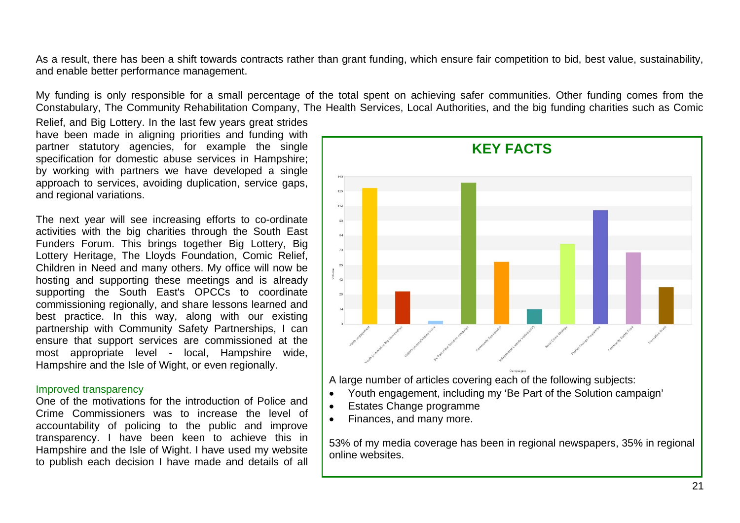As a result, there has been a shift towards contracts rather than grant funding, which ensure fair competition to bid, best value, sustainability, and enable better performance management.

My funding is only responsible for a small percentage of the total spent on achieving safer communities. Other funding comes from the Constabulary, The Community Rehabilitation Company, The Health Services, Local Authorities, and the big funding charities such as Comic Relief, and Big Lottery. In the last few years great strides have been made in aligning priorities and funding with partner statutory agencies, for example the single specification for domestic abuse services in Hampshire; by working with partners we have developed a single approach to services, avoiding duplication, service gaps, and regional variations.

The next year will see increasing efforts to co-ordinate activities with the big charities through the South East Funders Forum. This brings together Big Lottery, Big Lottery Heritage, The Lloyds Foundation, Comic Relief, Children in Need and many others. My office will now be hosting and supporting these meetings and is already supporting the South East's OPCCs to coordinate commissioning regionally, and share lessons learned and best practice. In this way, along with our existing partnership with Community Safety Partnerships, I can ensure that support services are commissioned at the most appropriate level - local, Hampshire wide, Hampshire and the Isle of Wight, or even regionally.

## Improved transparency

One of the motivations for the introduction of Police and Crime Commissioners was to increase the level of accountability of policing to the public and improve transparency. I have been keen to achieve this in Hampshire and the Isle of Wight. I have used my website to publish each decision I have made and details of all

## KEY FACTS

A large number of articles covering each of the following subjects:

- Youth engagement, including my 'Be Part of the Solution campaign'
- Estates Change programme
- Finances, and many more.

53% of my media coverage has been in regional newspapers, 35% in regional online websites.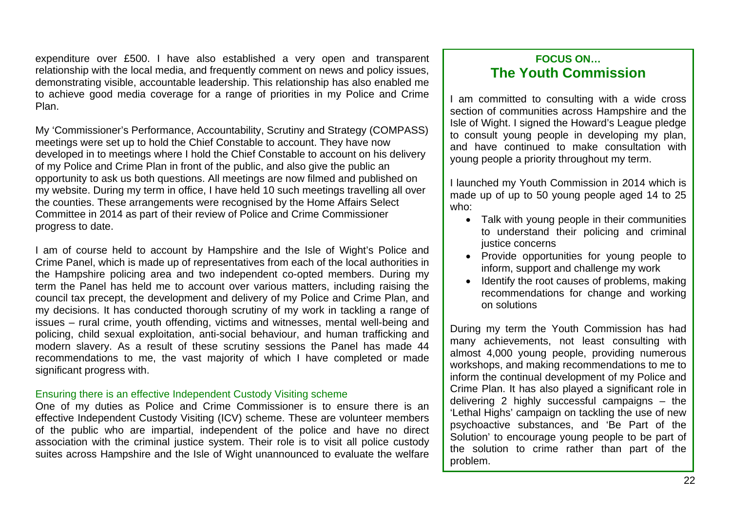expenditure over £500. I have also established a very open and transparent relationship with the local media, and frequently comment on news and policy issues, demonstrating visible, accountable leadership. This relationship has also enabled me to achieve good media coverage for a range of priorities in my Police and Crime Plan.

My 'Commissioner's Performance, Accountability, Scrutiny and Strategy (COMPASS) meetings were set up to hold the Chief Constable to account. They have now developed in to meetings where I hold the Chief Constable to account on his delivery of my Police and Crime Plan in front of the public, and also give the public an opportunity to ask us both questions. All meetings are now filmed and published on my website. During my term in office, I have held 10 such meetings travelling all over the counties. These arrangements were recognised by the Home Affairs Select Committee in 2014 as part of their review of Police and Crime Commissioner progress to date.

I am of course held to account by Hampshire and the Isle of Wight's Police and Crime Panel, which is made up of representatives from each of the local authorities in the Hampshire policing area and two independent co-opted members. During my term the Panel has held me to account over various matters, including raising the council tax precept, the development and delivery of my Police and Crime Plan, and my decisions. It has conducted thorough scrutiny of my work in tackling a range of issues – rural crime, youth offending, victims and witnesses, mental well-being and policing, child sexual exploitation, anti-social behaviour, and human trafficking and modern slavery. As a result of these scrutiny sessions the Panel has made 44 recommendations to me, the vast majority of which I have completed or made significant progress with.

### Ensuring there is an effective Independent Custody Visiting scheme

One of my duties as Police and Crime Commissioner is to ensure there is an effective Independent Custody Visiting (ICV) scheme. These are volunteer members of the public who are impartial, independent of the police and have no direct association with the criminal justice system. Their role is to visit all police custody suites across Hampshire and the Isle of Wight unannounced to evaluate the welfare

**FOCUS ON…**

## The Youth Commission

I am committed to consulting with a wide cross section of communities across Hampshire and the Isle of Wight. I signed the Howard's League pledge to consult young people in developing my plan, and have continued to make consultation with young people a priority throughout my term.

I launched my Youth Commission in 2014 which is made up of up to 50 young people aged 14 to 25 who:

- Talk with young people in their communities to understand their policing and criminal justice concerns
- Provide opportunities for young people to inform, support and challenge my work
- Identify the root causes of problems, making recommendations for change and working on solutions

During my term the Youth Commission has had many achievements, not least consulting with almost 4,000 young people, providing numerous workshops, and making recommendations to me to inform the continual development of my Police and Crime Plan. It has also played a significant role in delivering 2 highly successful campaigns – the 'Lethal Highs' campaign on tackling the use of new psychoactive substances, and 'Be Part of the Solution' to encourage young people to be part of the solution to crime rather than part of the problem.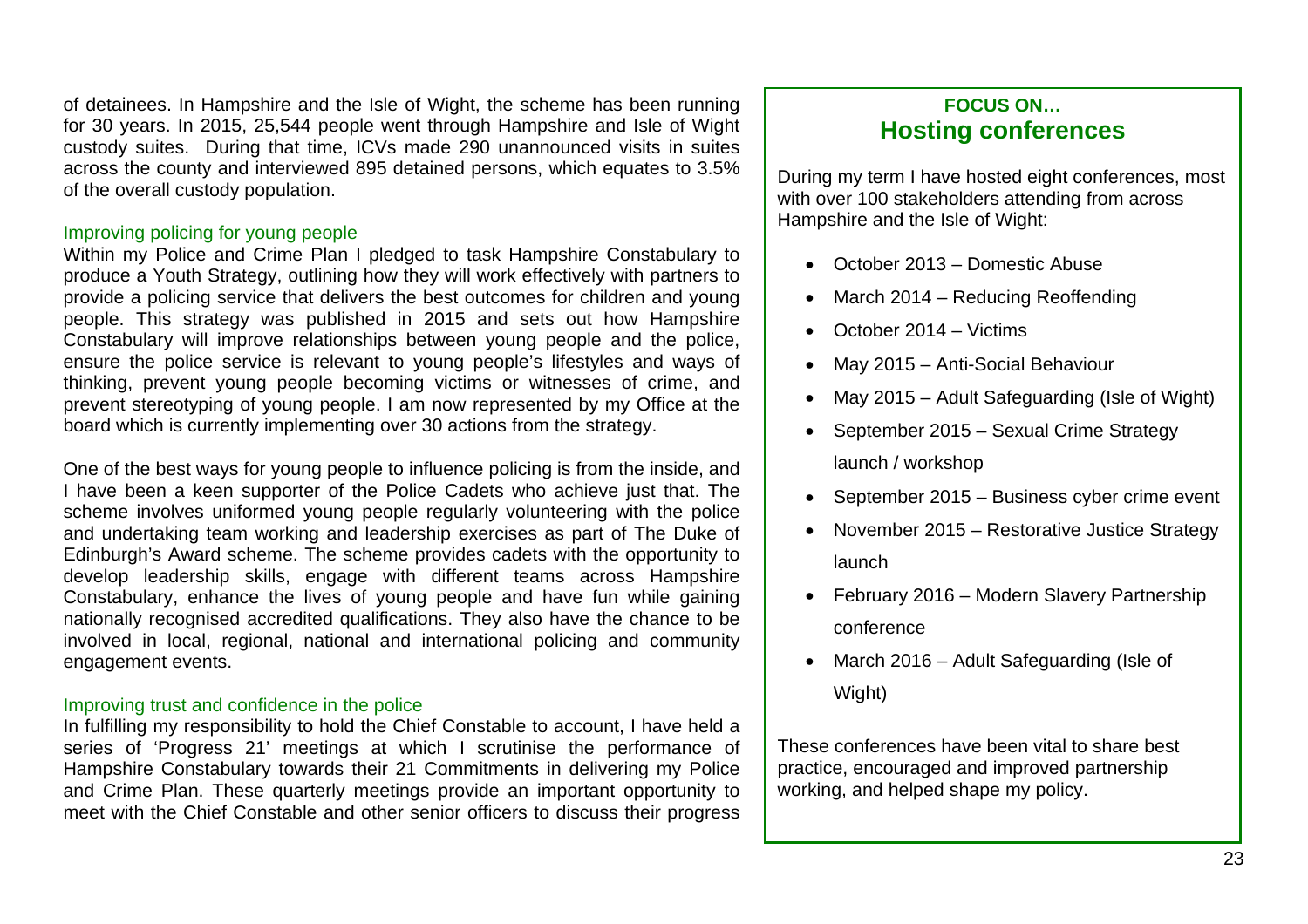of detainees. In Hampshire and the Isle of Wight, the scheme has been running for 30 years. In 2015, 25,544 people went through Hampshire and Isle of Wight custody suites. During that time, ICVs made 290 unannounced visits in suites across the county and interviewed 895 detained persons, which equates to 3.5% of the overall custody population.

### Improving policing for young people

Within my Police and Crime Plan I pledged to task Hampshire Constabulary to produce a Youth Strategy, outlining how they will work effectively with partners to provide a policing service that delivers the best outcomes for children and young people. This strategy was published in 2015 and sets out how Hampshire Constabulary will improve relationships between young people and the police, ensure the police service is relevant to young people's lifestyles and ways of thinking, prevent young people becoming victims or witnesses of crime, and prevent stereotyping of young people. I am now represented by my Office at the board which is currently implementing over 30 actions from the strategy.

One of the best ways for young people to influence policing is from the inside, and I have been a keen supporter of the Police Cadets who achieve just that. The scheme involves uniformed young people regularly volunteering with the police and undertaking team working and leadership exercises as part of The Duke of Edinburgh's Award scheme. The scheme provides cadets with the opportunity to develop leadership skills, engage with different teams across Hampshire Constabulary, enhance the lives of young people and have fun while gaining nationally recognised accredited qualifications. They also have the chance to be involved in local, regional, national and international policing and community engagement events.

### Improving trust and confidence in the police

In fulfilling my responsibility to hold the Chief Constable to account, I have held a series of 'Progress 21' meetings at which I scrutinise the performance of Hampshire Constabulary towards their 21 Commitments in delivering my Police and Crime Plan. These quarterly meetings provide an important opportunity to meet with the Chief Constable and other senior officers to discuss their progress

---

**FOCUS ON…**

## Hosting conferences

During my term I have hosted eight conferences, most with over 100 stakeholders attending from across Hampshire and the Isle of Wight:

- October 2013 – Domestic Abuse
- March 2014 – Reducing Reoffending
- October 2014 – Victims
- May 2015 – Anti-Social Behaviour
- May 2015 – Adult Safeguarding (Isle of Wight)
- September 2015 – Sexual Crime Strategy launch / workshop
- September 2015 – Business cyber crime event
- November 2015 – Restorative Justice Strategy launch
- February 2016 – Modern Slavery Partnership conference
- March 2016 – Adult Safeguarding (Isle of Wight)

These conferences have been vital to share best practice, encouraged and improved partnership working, and helped shape my policy.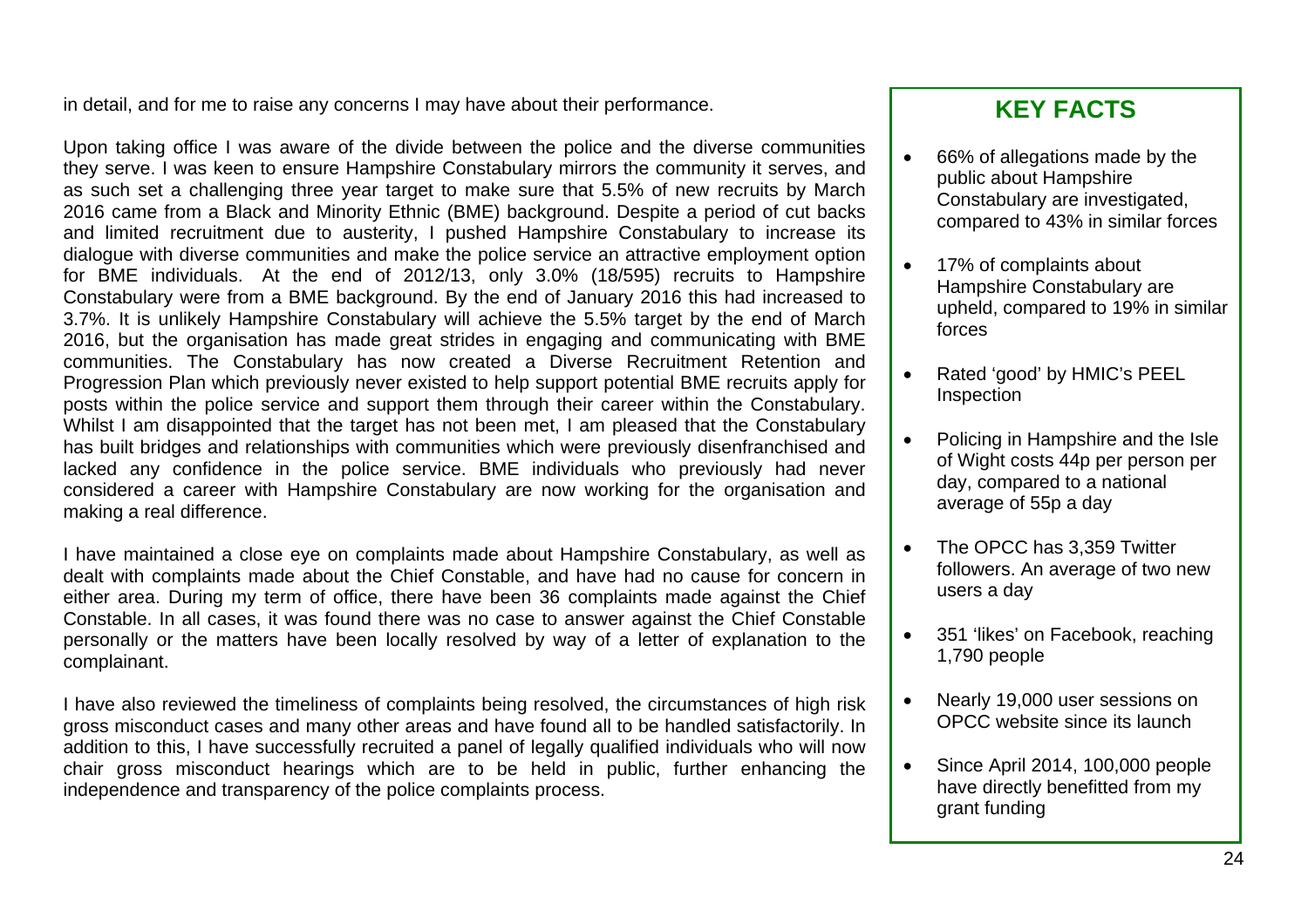in detail, and for me to raise any concerns I may have about their performance.

Upon taking office I was aware of the divide between the police and the diverse communities they serve. I was keen to ensure Hampshire Constabulary mirrors the community it serves, and as such set a challenging three year target to make sure that 5.5% of new recruits by March 2016 came from a Black and Minority Ethnic (BME) background. Despite a period of cut backs and limited recruitment due to austerity, I pushed Hampshire Constabulary to increase its dialogue with diverse communities and make the police service an attractive employment option for BME individuals. At the end of 2012/13, only 3.0% (18/595) recruits to Hampshire Constabulary were from a BME background. By the end of January 2016 this had increased to 3.7%. It is unlikely Hampshire Constabulary will achieve the 5.5% target by the end of March 2016, but the organisation has made great strides in engaging and communicating with BME communities. The Constabulary has now created a Diverse Recruitment Retention and Progression Plan which previously never existed to help support potential BME recruits apply for posts within the police service and support them through their career within the Constabulary. Whilst I am disappointed that the target has not been met, I am pleased that the Constabulary has built bridges and relationships with communities which were previously disenfranchised and lacked any confidence in the police service. BME individuals who previously had never considered a career with Hampshire Constabulary are now working for the organisation and making a real difference.

I have maintained a close eye on complaints made about Hampshire Constabulary, as well as dealt with complaints made about the Chief Constable, and have had no cause for concern in either area. During my term of office, there have been 36 complaints made against the Chief Constable. In all cases, it was found there was no case to answer against the Chief Constable personally or the matters have been locally resolved by way of a letter of explanation to the complainant.

I have also reviewed the timeliness of complaints being resolved, the circumstances of high risk gross misconduct cases and many other areas and have found all to be handled satisfactorily. In addition to this, I have successfully recruited a panel of legally qualified individuals who will now chair gross misconduct hearings which are to be held in public, further enhancing the independence and transparency of the police complaints process.

## KEY FACTS

- 66% of allegations made by the public about Hampshire Constabulary are investigated, compared to 43% in similar forces
- 17% of complaints about Hampshire Constabulary are upheld, compared to 19% in similar forces
- Rated 'good' by HMIC's PEEL Inspection
- Policing in Hampshire and the Isle of Wight costs 44p per person per day, compared to a national average of 55p a day
- The OPCC has 3,359 Twitter followers. An average of two new users a day
- 351 'likes' on Facebook, reaching 1,790 people
- Nearly 19,000 user sessions on OPCC website since its launch
- Since April 2014, 100,000 people have directly benefitted from my grant funding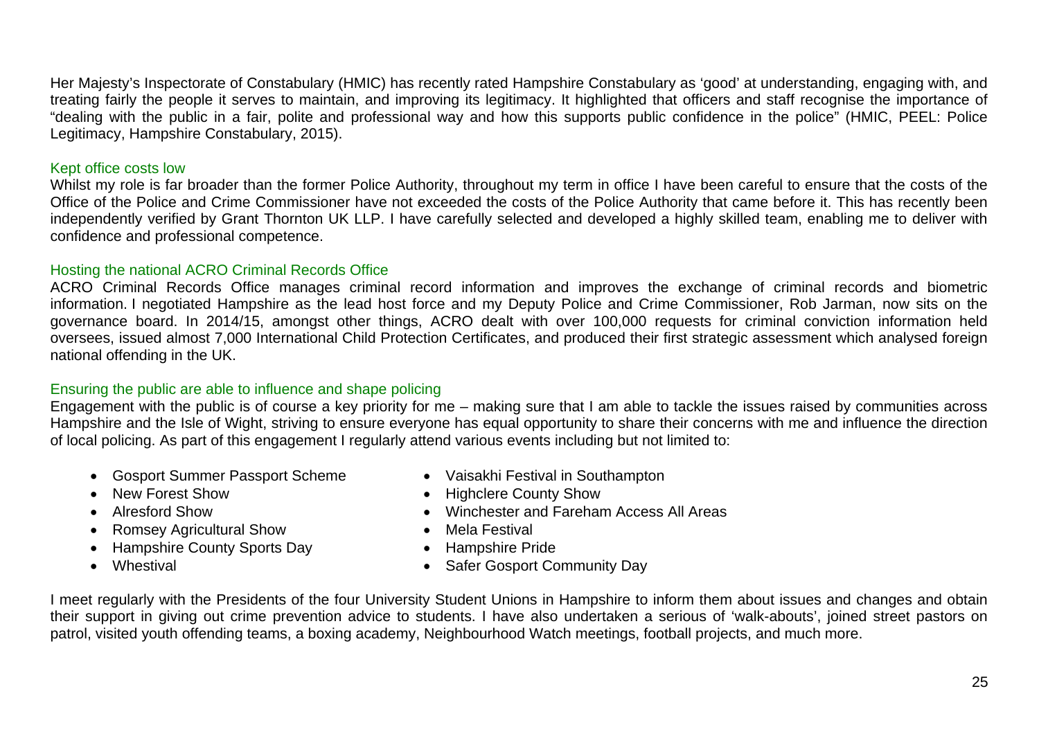Her Majesty's Inspectorate of Constabulary (HMIC) has recently rated Hampshire Constabulary as 'good' at understanding, engaging with, and treating fairly the people it serves to maintain, and improving its legitimacy. It highlighted that officers and staff recognise the importance of "dealing with the public in a fair, polite and professional way and how this supports public confidence in the police" (HMIC, PEEL: Police Legitimacy, Hampshire Constabulary, 2015).

### Kept office costs low

Whilst my role is far broader than the former Police Authority, throughout my term in office I have been careful to ensure that the costs of the Office of the Police and Crime Commissioner have not exceeded the costs of the Police Authority that came before it. This has recently been independently verified by Grant Thornton UK LLP. I have carefully selected and developed a highly skilled team, enabling me to deliver with confidence and professional competence.

### Hosting the national ACRO Criminal Records Office

ACRO Criminal Records Office manages criminal record information and improves the exchange of criminal records and biometric information. I negotiated Hampshire as the lead host force and my Deputy Police and Crime Commissioner, Rob Jarman, now sits on the governance board. In 2014/15, amongst other things, ACRO dealt with over 100,000 requests for criminal conviction information held oversees, issued almost 7,000 International Child Protection Certificates, and produced their first strategic assessment which analysed foreign national offending in the UK.

### Ensuring the public are able to influence and shape policing

Engagement with the public is of course a key priority for me – making sure that I am able to tackle the issues raised by communities across Hampshire and the Isle of Wight, striving to ensure everyone has equal opportunity to share their concerns with me and influence the direction of local policing. As part of this engagement I regularly attend various events including but not limited to:

- Gosport Summer Passport Scheme
- New Forest Show
- Alresford Show
- Romsey Agricultural Show
- Hampshire County Sports Day
- Whestival
- Vaisakhi Festival in Southampton
- Highclere County Show
- Winchester and Fareham Access All Areas
- Mela Festival
- Hampshire Pride
- Safer Gosport Community Day

I meet regularly with the Presidents of the four University Student Unions in Hampshire to inform them about issues and changes and obtain their support in giving out crime prevention advice to students. I have also undertaken a serious of 'walk-abouts', joined street pastors on patrol, visited youth offending teams, a boxing academy, Neighbourhood Watch meetings, football projects, and much more.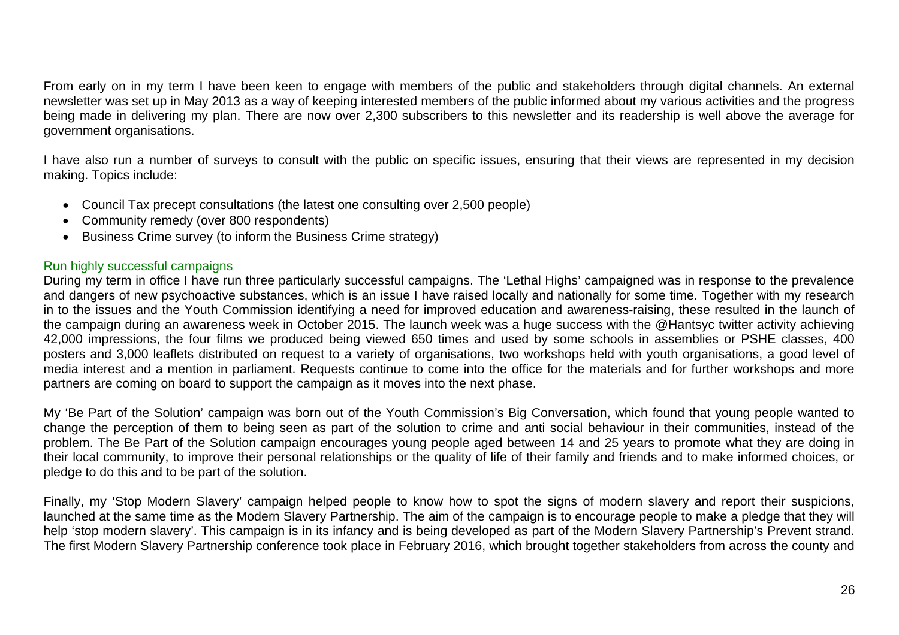From early on in my term I have been keen to engage with members of the public and stakeholders through digital channels. An external newsletter was set up in May 2013 as a way of keeping interested members of the public informed about my various activities and the progress being made in delivering my plan. There are now over 2,300 subscribers to this newsletter and its readership is well above the average for government organisations.

I have also run a number of surveys to consult with the public on specific issues, ensuring that their views are represented in my decision making. Topics include:

- Council Tax precept consultations (the latest one consulting over 2,500 people)
- Community remedy (over 800 respondents)
- Business Crime survey (to inform the Business Crime strategy)

### Run highly successful campaigns

During my term in office I have run three particularly successful campaigns. The 'Lethal Highs' campaigned was in response to the prevalence and dangers of new psychoactive substances, which is an issue I have raised locally and nationally for some time. Together with my research in to the issues and the Youth Commission identifying a need for improved education and awareness-raising, these resulted in the launch of the campaign during an awareness week in October 2015. The launch week was a huge success with the @Hantsyc twitter activity achieving 42,000 impressions, the four films we produced being viewed 650 times and used by some schools in assemblies or PSHE classes, 400 posters and 3,000 leaflets distributed on request to a variety of organisations, two workshops held with youth organisations, a good level of media interest and a mention in parliament. Requests continue to come into the office for the materials and for further workshops and more partners are coming on board to support the campaign as it moves into the next phase.

My 'Be Part of the Solution' campaign was born out of the Youth Commission's Big Conversation, which found that young people wanted to change the perception of them to being seen as part of the solution to crime and anti social behaviour in their communities, instead of the problem. The Be Part of the Solution campaign encourages young people aged between 14 and 25 years to promote what they are doing in their local community, to improve their personal relationships or the quality of life of their family and friends and to make informed choices, or pledge to do this and to be part of the solution.

Finally, my 'Stop Modern Slavery' campaign helped people to know how to spot the signs of modern slavery and report their suspicions, launched at the same time as the Modern Slavery Partnership. The aim of the campaign is to encourage people to make a pledge that they will help 'stop modern slavery'. This campaign is in its infancy and is being developed as part of the Modern Slavery Partnership's Prevent strand. The first Modern Slavery Partnership conference took place in February 2016, which brought together stakeholders from across the county and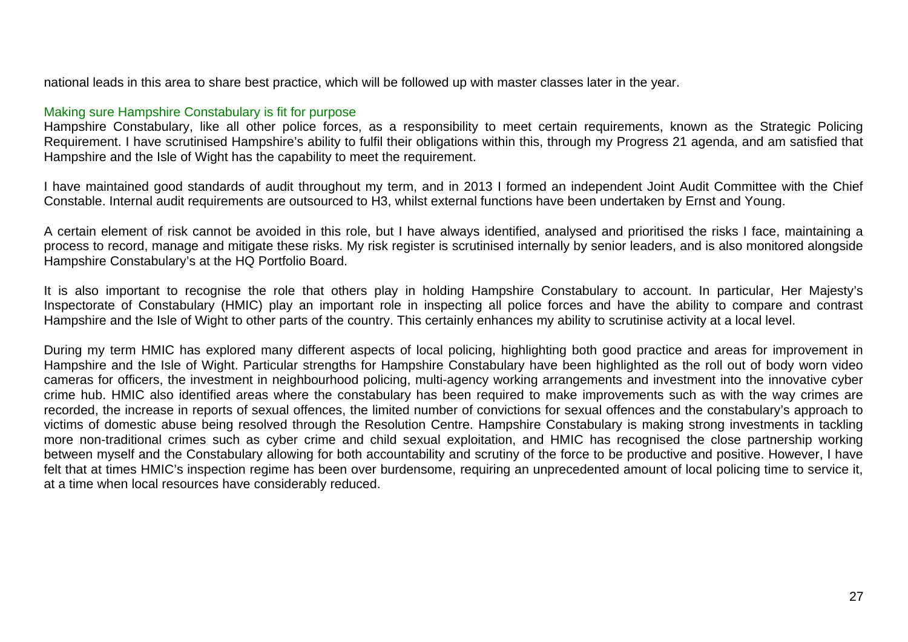national leads in this area to share best practice, which will be followed up with master classes later in the year.

### Making sure Hampshire Constabulary is fit for purpose

Hampshire Constabulary, like all other police forces, as a responsibility to meet certain requirements, known as the Strategic Policing Requirement. I have scrutinised Hampshire's ability to fulfil their obligations within this, through my Progress 21 agenda, and am satisfied that Hampshire and the Isle of Wight has the capability to meet the requirement.

I have maintained good standards of audit throughout my term, and in 2013 I formed an independent Joint Audit Committee with the Chief Constable. Internal audit requirements are outsourced to H3, whilst external functions have been undertaken by Ernst and Young.

A certain element of risk cannot be avoided in this role, but I have always identified, analysed and prioritised the risks I face, maintaining a process to record, manage and mitigate these risks. My risk register is scrutinised internally by senior leaders, and is also monitored alongside Hampshire Constabulary's at the HQ Portfolio Board.

It is also important to recognise the role that others play in holding Hampshire Constabulary to account. In particular, Her Majesty's Inspectorate of Constabulary (HMIC) play an important role in inspecting all police forces and have the ability to compare and contrast Hampshire and the Isle of Wight to other parts of the country. This certainly enhances my ability to scrutinise activity at a local level.

During my term HMIC has explored many different aspects of local policing, highlighting both good practice and areas for improvement in Hampshire and the Isle of Wight. Particular strengths for Hampshire Constabulary have been highlighted as the roll out of body worn video cameras for officers, the investment in neighbourhood policing, multi-agency working arrangements and investment into the innovative cyber crime hub. HMIC also identified areas where the constabulary has been required to make improvements such as with the way crimes are recorded, the increase in reports of sexual offences, the limited number of convictions for sexual offences and the constabulary's approach to victims of domestic abuse being resolved through the Resolution Centre. Hampshire Constabulary is making strong investments in tackling more non-traditional crimes such as cyber crime and child sexual exploitation, and HMIC has recognised the close partnership working between myself and the Constabulary allowing for both accountability and scrutiny of the force to be productive and positive. However, I have felt that at times HMIC's inspection regime has been over burdensome, requiring an unprecedented amount of local policing time to service it, at a time when local resources have considerably reduced.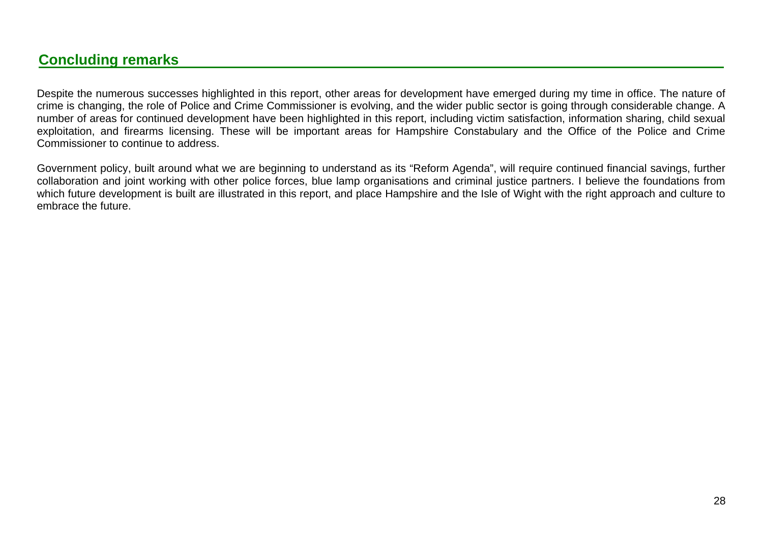## Concluding remarks

Despite the numerous successes highlighted in this report, other areas for development have emerged during my time in office. The nature of crime is changing, the role of Police and Crime Commissioner is evolving, and the wider public sector is going through considerable change. A number of areas for continued development have been highlighted in this report, including victim satisfaction, information sharing, child sexual exploitation, and firearms licensing. These will be important areas for Hampshire Constabulary and the Office of the Police and Crime Commissioner to continue to address.

Government policy, built around what we are beginning to understand as its "Reform Agenda", will require continued financial savings, further collaboration and joint working with other police forces, blue lamp organisations and criminal justice partners. I believe the foundations from which future development is built are illustrated in this report, and place Hampshire and the Isle of Wight with the right approach and culture to embrace the future.